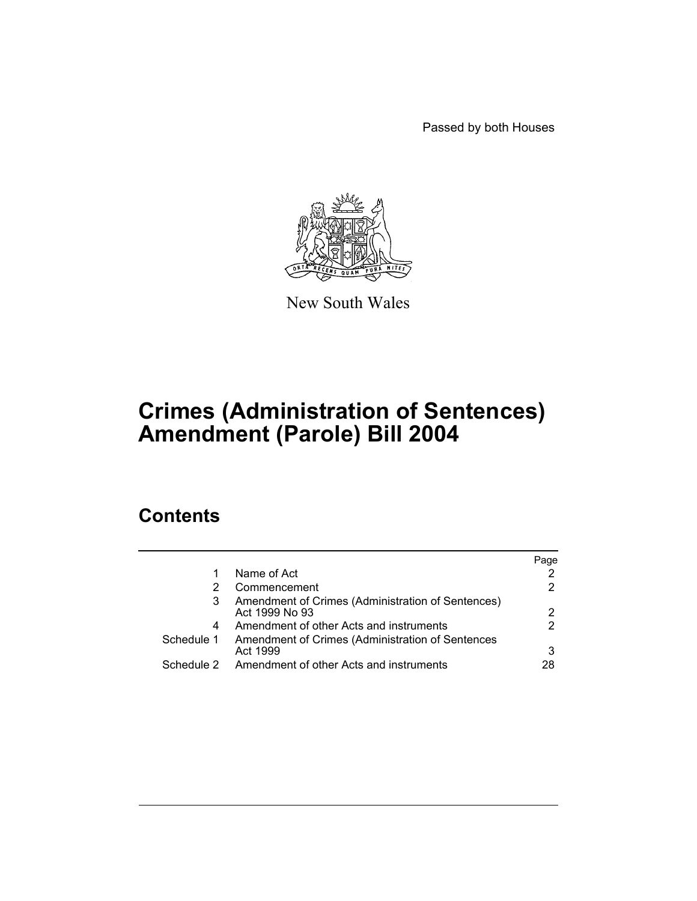Passed by both Houses

New South Wales

# Crimes (Administration of Sentences) Amendment (Parole) Bill 2004

## Contents

| | | Page |
|---|---|---|
| 1 | Name of Act | 2 |
| 2 | Commencement | 2 |
| 3 | Amendment of Crimes (Administration of Sentences) Act 1999 No 93 | 2 |
| 4 | Amendment of other Acts and instruments | 2 |
| Schedule 1 | Amendment of Crimes (Administration of Sentences Act 1999 | 3 |
| Schedule 2 | Amendment of other Acts and instruments | 28 |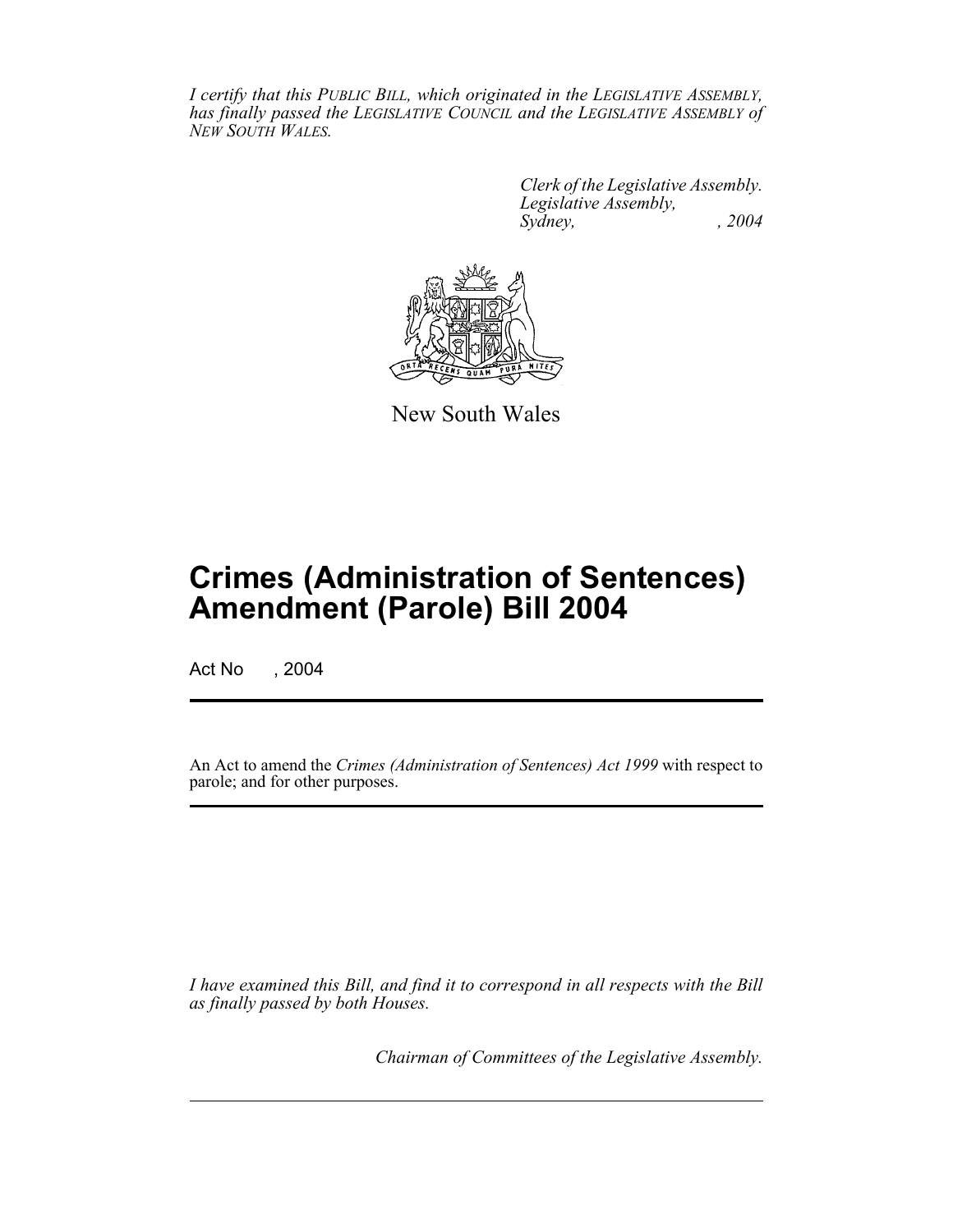*I certify that this PUBLIC BILL, which originated in the LEGISLATIVE ASSEMBLY, has finally passed the LEGISLATIVE COUNCIL and the LEGISLATIVE ASSEMBLY of NEW SOUTH WALES.*

*Clerk of the Legislative Assembly.*
*Legislative Assembly,*
*Sydney, , 2004*

New South Wales

# Crimes (Administration of Sentences) Amendment (Parole) Bill 2004

Act No , 2004

An Act to amend the *Crimes (Administration of Sentences) Act 1999* with respect to parole; and for other purposes.

*I have examined this Bill, and find it to correspond in all respects with the Bill as finally passed by both Houses.*

*Chairman of Committees of the Legislative Assembly.*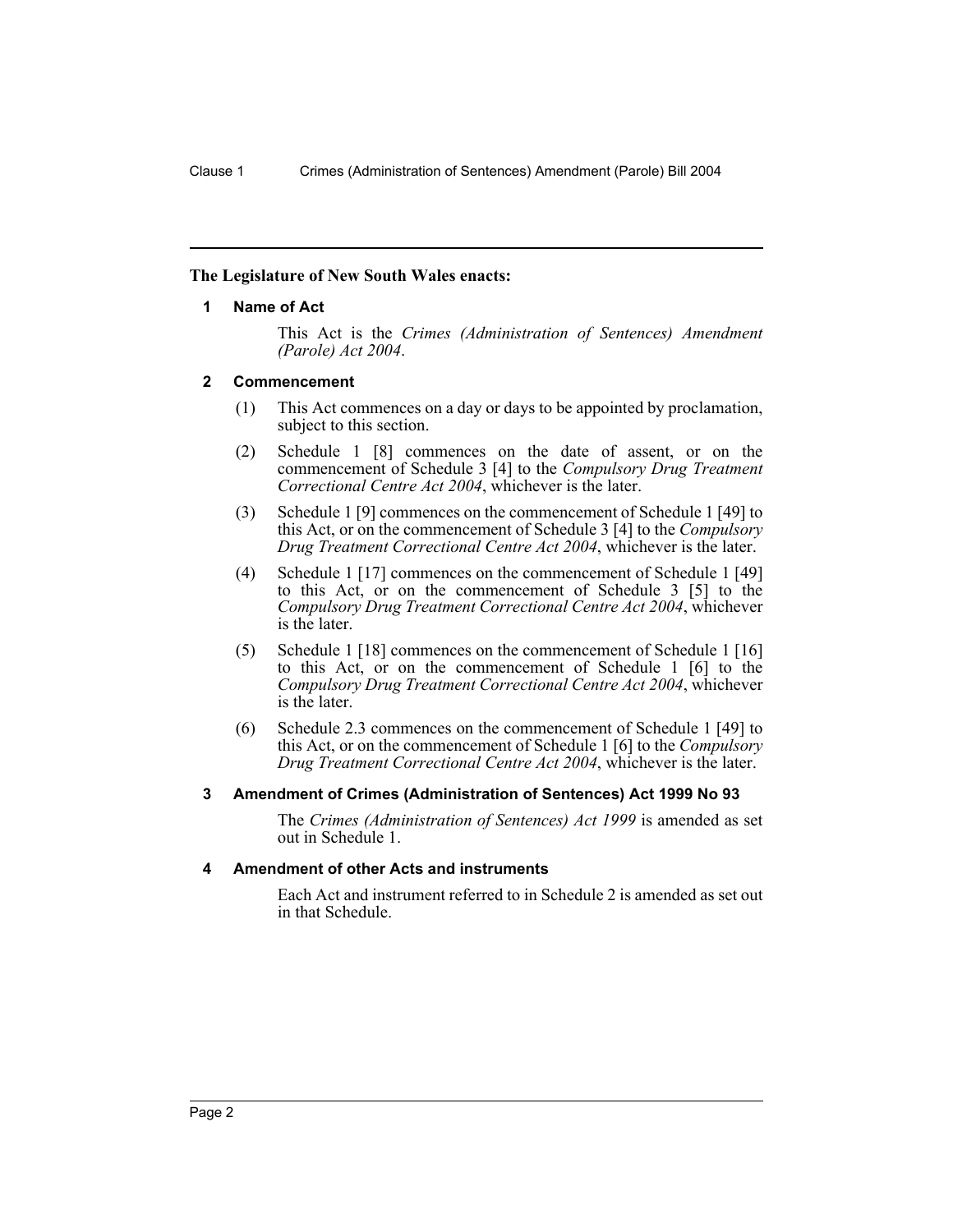**The Legislature of New South Wales enacts:**

## 1 Name of Act

This Act is the *Crimes (Administration of Sentences) Amendment (Parole) Act 2004*.

## 2 Commencement

(1) This Act commences on a day or days to be appointed by proclamation, subject to this section.

(2) Schedule 1 [8] commences on the date of assent, or on the commencement of Schedule 3 [4] to the *Compulsory Drug Treatment Correctional Centre Act 2004*, whichever is the later.

(3) Schedule 1 [9] commences on the commencement of Schedule 1 [49] to this Act, or on the commencement of Schedule 3 [4] to the *Compulsory Drug Treatment Correctional Centre Act 2004*, whichever is the later.

(4) Schedule 1 [17] commences on the commencement of Schedule 1 [49] to this Act, or on the commencement of Schedule 3 [5] to the *Compulsory Drug Treatment Correctional Centre Act 2004*, whichever is the later.

(5) Schedule 1 [18] commences on the commencement of Schedule 1 [16] to this Act, or on the commencement of Schedule 1 [6] to the *Compulsory Drug Treatment Correctional Centre Act 2004*, whichever is the later.

(6) Schedule 2.3 commences on the commencement of Schedule 1 [49] to this Act, or on the commencement of Schedule 1 [6] to the *Compulsory Drug Treatment Correctional Centre Act 2004*, whichever is the later.

## 3 Amendment of Crimes (Administration of Sentences) Act 1999 No 93

The *Crimes (Administration of Sentences) Act 1999* is amended as set out in Schedule 1.

## 4 Amendment of other Acts and instruments

Each Act and instrument referred to in Schedule 2 is amended as set out in that Schedule.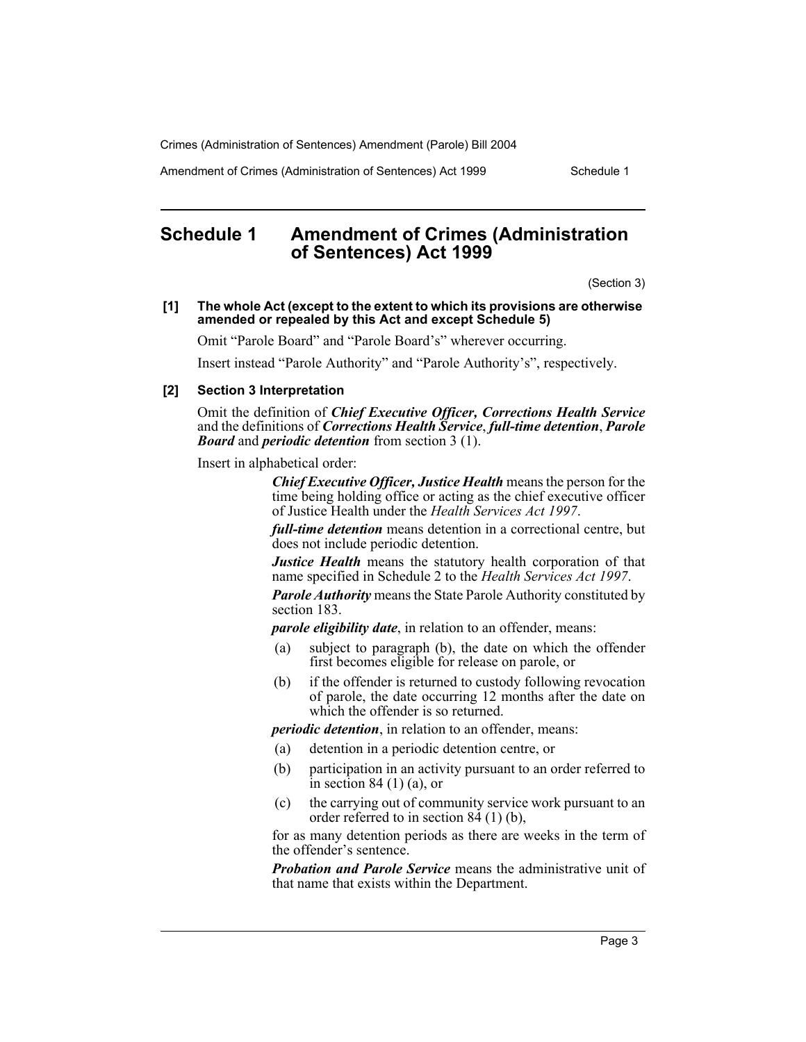## Schedule 1 Amendment of Crimes (Administration of Sentences) Act 1999

(Section 3)

**[1] The whole Act (except to the extent to which its provisions are otherwise amended or repealed by this Act and except Schedule 5)**

Omit "Parole Board" and "Parole Board's" wherever occurring.

Insert instead "Parole Authority" and "Parole Authority's", respectively.

**[2] Section 3 Interpretation**

Omit the definition of ***Chief Executive Officer, Corrections Health Service*** and the definitions of ***Corrections Health Service***, ***full-time detention***, ***Parole Board*** and ***periodic detention*** from section 3 (1).

Insert in alphabetical order:

> ***Chief Executive Officer, Justice Health*** means the person for the time being holding office or acting as the chief executive officer of Justice Health under the *Health Services Act 1997*.
>
> ***full-time detention*** means detention in a correctional centre, but does not include periodic detention.
>
> ***Justice Health*** means the statutory health corporation of that name specified in Schedule 2 to the *Health Services Act 1997*.
>
> ***Parole Authority*** means the State Parole Authority constituted by section 183.
>
> ***parole eligibility date***, in relation to an offender, means:
>
> (a) subject to paragraph (b), the date on which the offender first becomes eligible for release on parole, or
>
> (b) if the offender is returned to custody following revocation of parole, the date occurring 12 months after the date on which the offender is so returned.
>
> ***periodic detention***, in relation to an offender, means:
>
> (a) detention in a periodic detention centre, or
>
> (b) participation in an activity pursuant to an order referred to in section 84 (1) (a), or
>
> (c) the carrying out of community service work pursuant to an order referred to in section 84 (1) (b),
>
> for as many detention periods as there are weeks in the term of the offender's sentence.
>
> ***Probation and Parole Service*** means the administrative unit of that name that exists within the Department.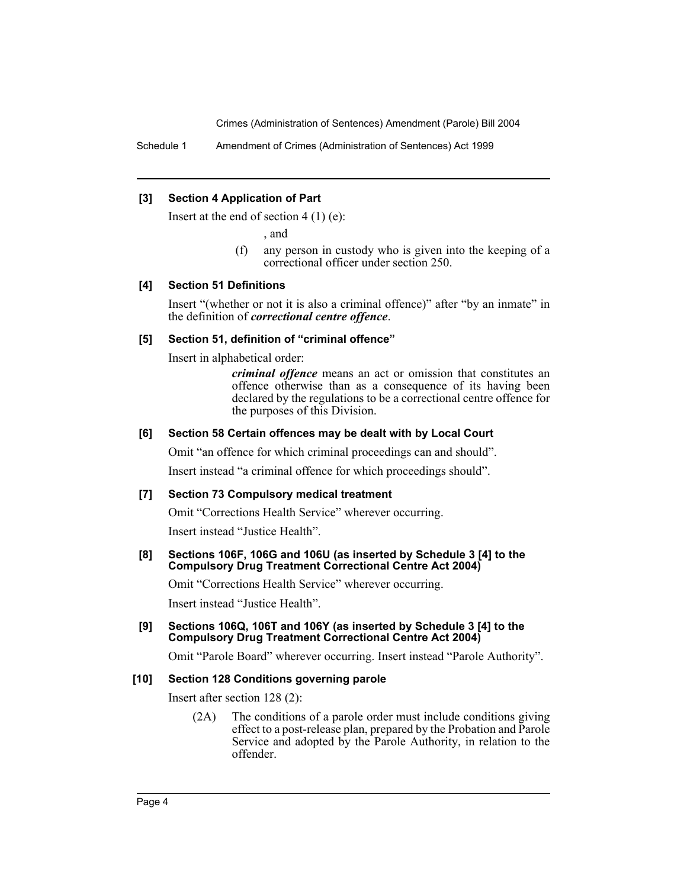### [3] Section 4 Application of Part

Insert at the end of section 4 (1) (e):

, and

(f) any person in custody who is given into the keeping of a correctional officer under section 250.

### [4] Section 51 Definitions

Insert "(whether or not it is also a criminal offence)" after "by an inmate" in the definition of ***correctional centre offence***.

### [5] Section 51, definition of "criminal offence"

Insert in alphabetical order:

> ***criminal offence*** means an act or omission that constitutes an offence otherwise than as a consequence of its having been declared by the regulations to be a correctional centre offence for the purposes of this Division.

### [6] Section 58 Certain offences may be dealt with by Local Court

Omit "an offence for which criminal proceedings can and should".

Insert instead "a criminal offence for which proceedings should".

### [7] Section 73 Compulsory medical treatment

Omit "Corrections Health Service" wherever occurring.

Insert instead "Justice Health".

### [8] Sections 106F, 106G and 106U (as inserted by Schedule 3 [4] to the Compulsory Drug Treatment Correctional Centre Act 2004)

Omit "Corrections Health Service" wherever occurring.

Insert instead "Justice Health".

### [9] Sections 106Q, 106T and 106Y (as inserted by Schedule 3 [4] to the Compulsory Drug Treatment Correctional Centre Act 2004)

Omit "Parole Board" wherever occurring. Insert instead "Parole Authority".

### [10] Section 128 Conditions governing parole

Insert after section 128 (2):

(2A) The conditions of a parole order must include conditions giving effect to a post-release plan, prepared by the Probation and Parole Service and adopted by the Parole Authority, in relation to the offender.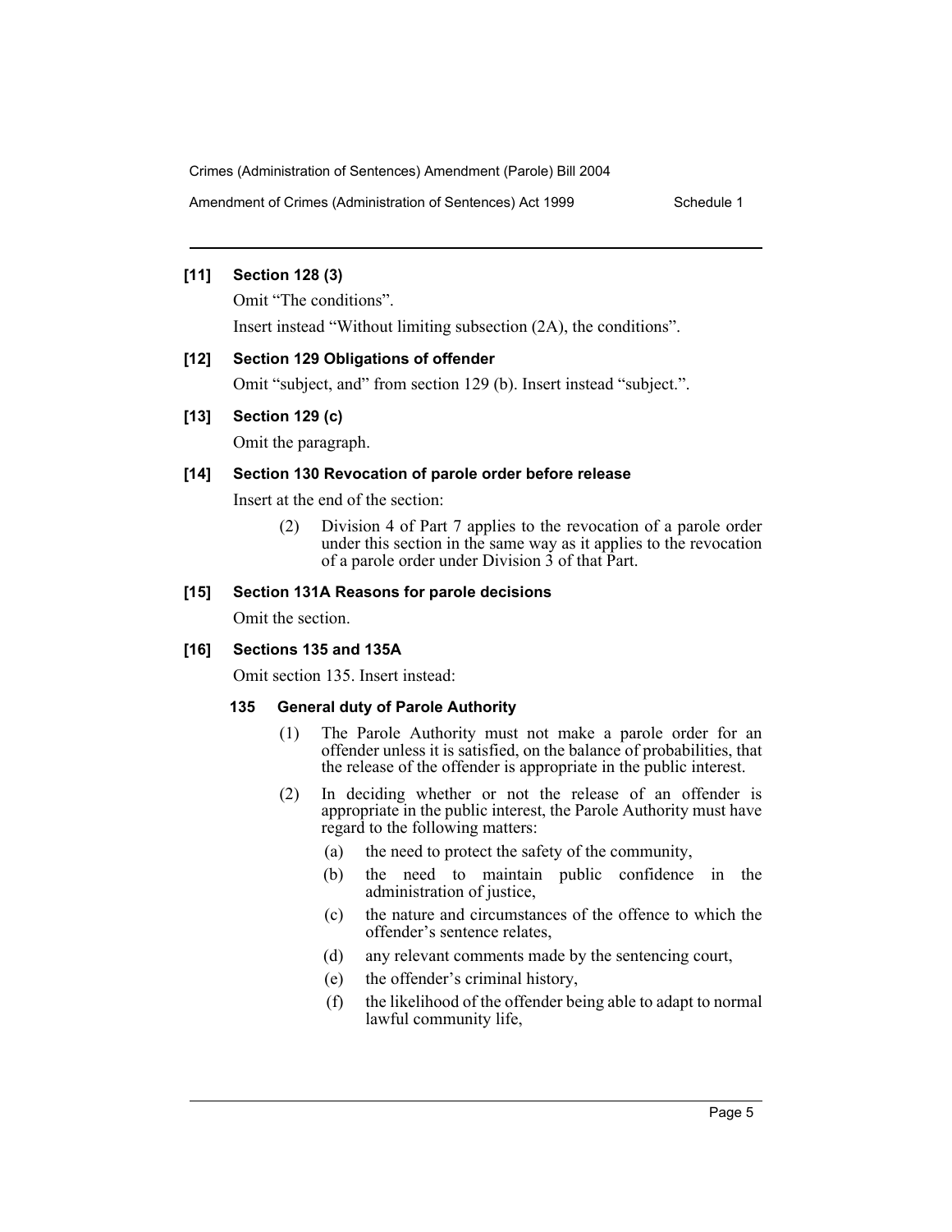**[11] Section 128 (3)**

Omit "The conditions".

Insert instead "Without limiting subsection (2A), the conditions".

**[12] Section 129 Obligations of offender**

Omit "subject, and" from section 129 (b). Insert instead "subject.".

**[13] Section 129 (c)**

Omit the paragraph.

**[14] Section 130 Revocation of parole order before release**

Insert at the end of the section:

(2) Division 4 of Part 7 applies to the revocation of a parole order under this section in the same way as it applies to the revocation of a parole order under Division 3 of that Part.

**[15] Section 131A Reasons for parole decisions**

Omit the section.

**[16] Sections 135 and 135A**

Omit section 135. Insert instead:

**135 General duty of Parole Authority**

(1) The Parole Authority must not make a parole order for an offender unless it is satisfied, on the balance of probabilities, that the release of the offender is appropriate in the public interest.

(2) In deciding whether or not the release of an offender is appropriate in the public interest, the Parole Authority must have regard to the following matters:

- (a) the need to protect the safety of the community,
- (b) the need to maintain public confidence in the administration of justice,
- (c) the nature and circumstances of the offence to which the offender's sentence relates,
- (d) any relevant comments made by the sentencing court,
- (e) the offender's criminal history,
- (f) the likelihood of the offender being able to adapt to normal lawful community life,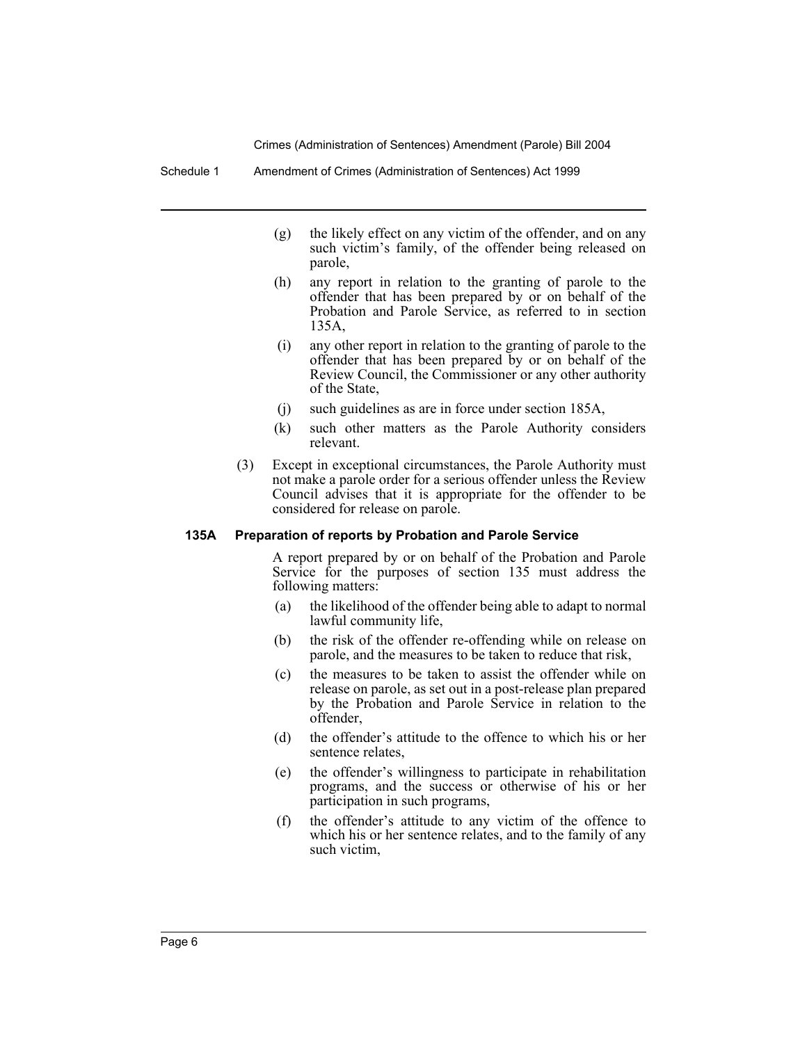(g) the likely effect on any victim of the offender, and on any such victim's family, of the offender being released on parole,

(h) any report in relation to the granting of parole to the offender that has been prepared by or on behalf of the Probation and Parole Service, as referred to in section 135A,

(i) any other report in relation to the granting of parole to the offender that has been prepared by or on behalf of the Review Council, the Commissioner or any other authority of the State,

(j) such guidelines as are in force under section 185A,

(k) such other matters as the Parole Authority considers relevant.

(3) Except in exceptional circumstances, the Parole Authority must not make a parole order for a serious offender unless the Review Council advises that it is appropriate for the offender to be considered for release on parole.

**135A Preparation of reports by Probation and Parole Service**

A report prepared by or on behalf of the Probation and Parole Service for the purposes of section 135 must address the following matters:

(a) the likelihood of the offender being able to adapt to normal lawful community life,

(b) the risk of the offender re-offending while on release on parole, and the measures to be taken to reduce that risk,

(c) the measures to be taken to assist the offender while on release on parole, as set out in a post-release plan prepared by the Probation and Parole Service in relation to the offender,

(d) the offender's attitude to the offence to which his or her sentence relates,

(e) the offender's willingness to participate in rehabilitation programs, and the success or otherwise of his or her participation in such programs,

(f) the offender's attitude to any victim of the offence to which his or her sentence relates, and to the family of any such victim,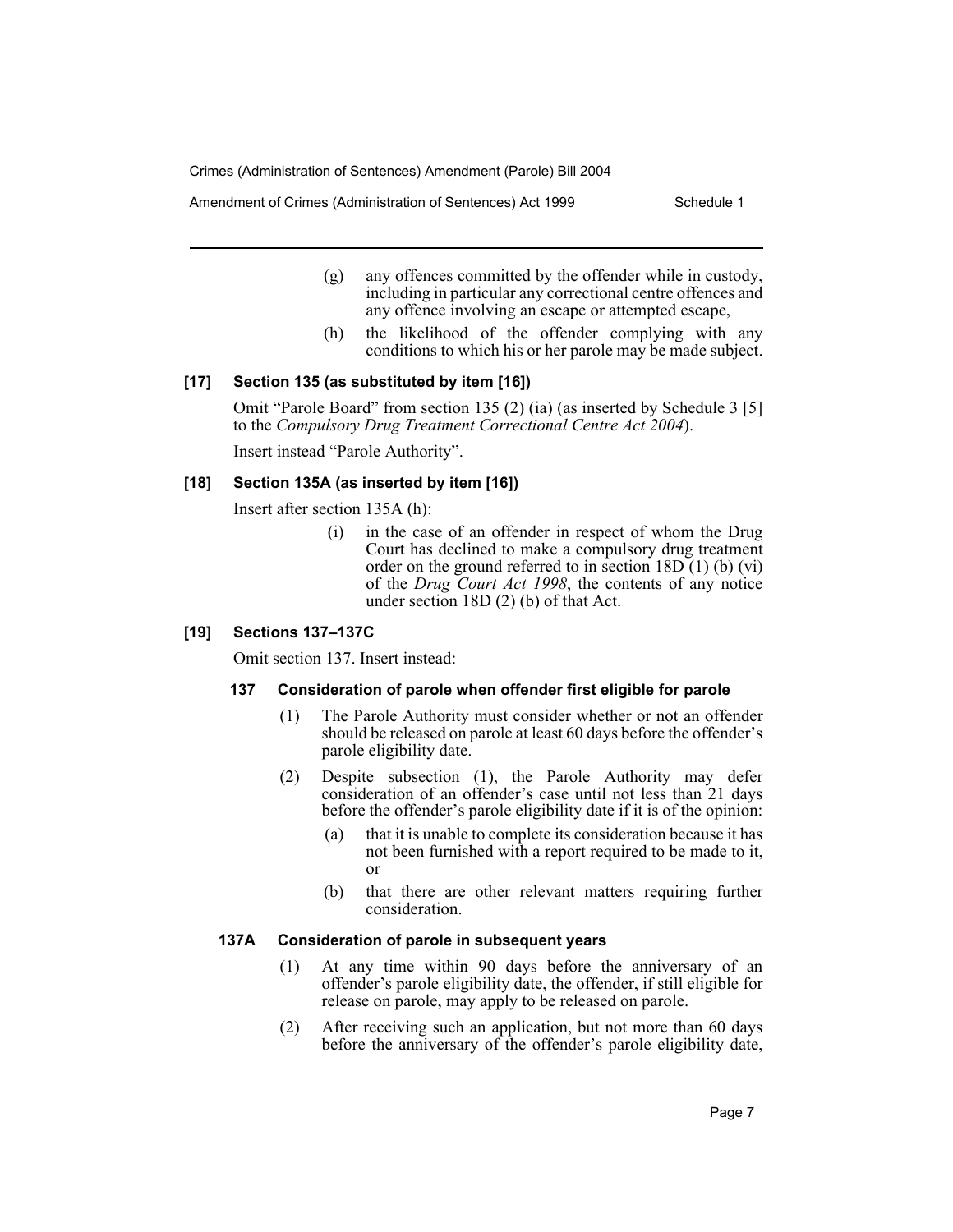(g) any offences committed by the offender while in custody, including in particular any correctional centre offences and any offence involving an escape or attempted escape,

(h) the likelihood of the offender complying with any conditions to which his or her parole may be made subject.

### [17] Section 135 (as substituted by item [16])

Omit "Parole Board" from section 135 (2) (ia) (as inserted by Schedule 3 [5] to the *Compulsory Drug Treatment Correctional Centre Act 2004*).

Insert instead "Parole Authority".

### [18] Section 135A (as inserted by item [16])

Insert after section 135A (h):

> (i) in the case of an offender in respect of whom the Drug Court has declined to make a compulsory drug treatment order on the ground referred to in section 18D (1) (b) (vi) of the *Drug Court Act 1998*, the contents of any notice under section 18D (2) (b) of that Act.

### [19] Sections 137–137C

Omit section 137. Insert instead:

#### 137 Consideration of parole when offender first eligible for parole

(1) The Parole Authority must consider whether or not an offender should be released on parole at least 60 days before the offender's parole eligibility date.

(2) Despite subsection (1), the Parole Authority may defer consideration of an offender's case until not less than 21 days before the offender's parole eligibility date if it is of the opinion:

(a) that it is unable to complete its consideration because it has not been furnished with a report required to be made to it, or

(b) that there are other relevant matters requiring further consideration.

#### 137A Consideration of parole in subsequent years

(1) At any time within 90 days before the anniversary of an offender's parole eligibility date, the offender, if still eligible for release on parole, may apply to be released on parole.

(2) After receiving such an application, but not more than 60 days before the anniversary of the offender's parole eligibility date,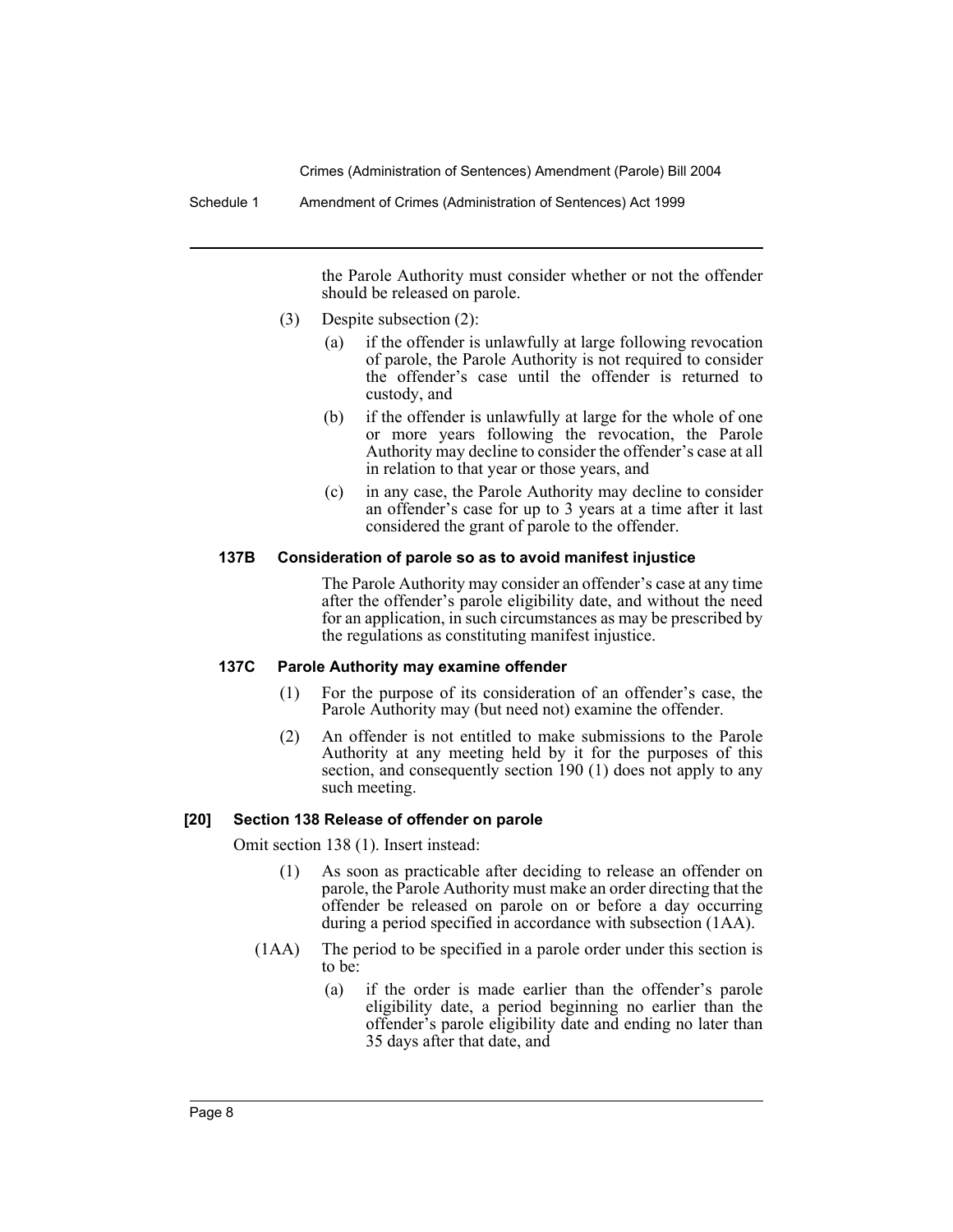the Parole Authority must consider whether or not the offender should be released on parole.

(3) Despite subsection (2):

(a) if the offender is unlawfully at large following revocation of parole, the Parole Authority is not required to consider the offender's case until the offender is returned to custody, and

(b) if the offender is unlawfully at large for the whole of one or more years following the revocation, the Parole Authority may decline to consider the offender's case at all in relation to that year or those years, and

(c) in any case, the Parole Authority may decline to consider an offender's case for up to 3 years at a time after it last considered the grant of parole to the offender.

#### 137B Consideration of parole so as to avoid manifest injustice

The Parole Authority may consider an offender's case at any time after the offender's parole eligibility date, and without the need for an application, in such circumstances as may be prescribed by the regulations as constituting manifest injustice.

#### 137C Parole Authority may examine offender

(1) For the purpose of its consideration of an offender's case, the Parole Authority may (but need not) examine the offender.

(2) An offender is not entitled to make submissions to the Parole Authority at any meeting held by it for the purposes of this section, and consequently section 190 (1) does not apply to any such meeting.

### [20] Section 138 Release of offender on parole

Omit section 138 (1). Insert instead:

(1) As soon as practicable after deciding to release an offender on parole, the Parole Authority must make an order directing that the offender be released on parole on or before a day occurring during a period specified in accordance with subsection (1AA).

(1AA) The period to be specified in a parole order under this section is to be:

(a) if the order is made earlier than the offender's parole eligibility date, a period beginning no earlier than the offender's parole eligibility date and ending no later than 35 days after that date, and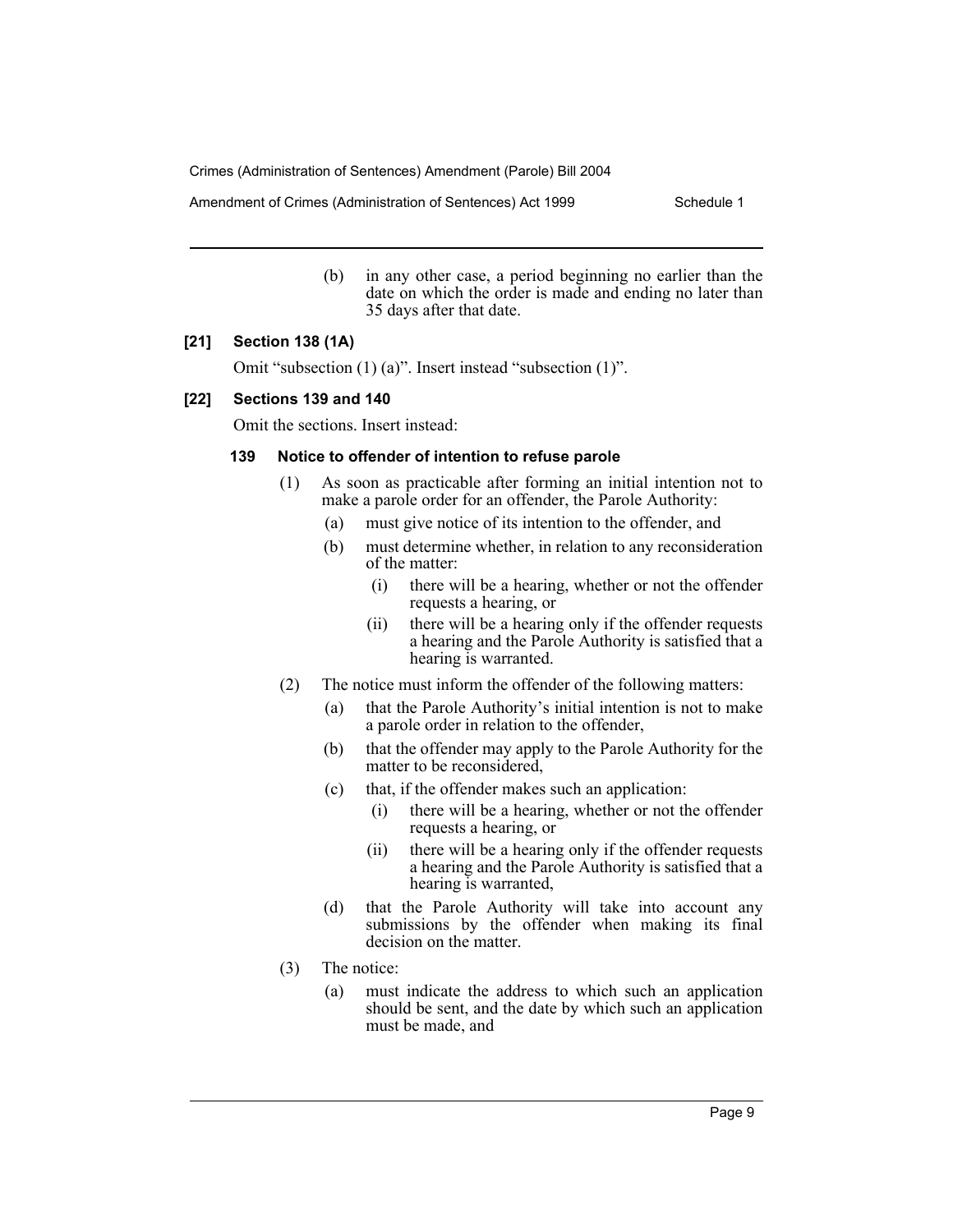(b) in any other case, a period beginning no earlier than the date on which the order is made and ending no later than 35 days after that date.

**[21] Section 138 (1A)**

Omit "subsection (1) (a)". Insert instead "subsection (1)".

**[22] Sections 139 and 140**

Omit the sections. Insert instead:

**139 Notice to offender of intention to refuse parole**

(1) As soon as practicable after forming an initial intention not to make a parole order for an offender, the Parole Authority:

- (a) must give notice of its intention to the offender, and
- (b) must determine whether, in relation to any reconsideration of the matter:
  - (i) there will be a hearing, whether or not the offender requests a hearing, or
  - (ii) there will be a hearing only if the offender requests a hearing and the Parole Authority is satisfied that a hearing is warranted.

(2) The notice must inform the offender of the following matters:

- (a) that the Parole Authority's initial intention is not to make a parole order in relation to the offender,
- (b) that the offender may apply to the Parole Authority for the matter to be reconsidered,
- (c) that, if the offender makes such an application:
  - (i) there will be a hearing, whether or not the offender requests a hearing, or
  - (ii) there will be a hearing only if the offender requests a hearing and the Parole Authority is satisfied that a hearing is warranted,
- (d) that the Parole Authority will take into account any submissions by the offender when making its final decision on the matter.

(3) The notice:

- (a) must indicate the address to which such an application should be sent, and the date by which such an application must be made, and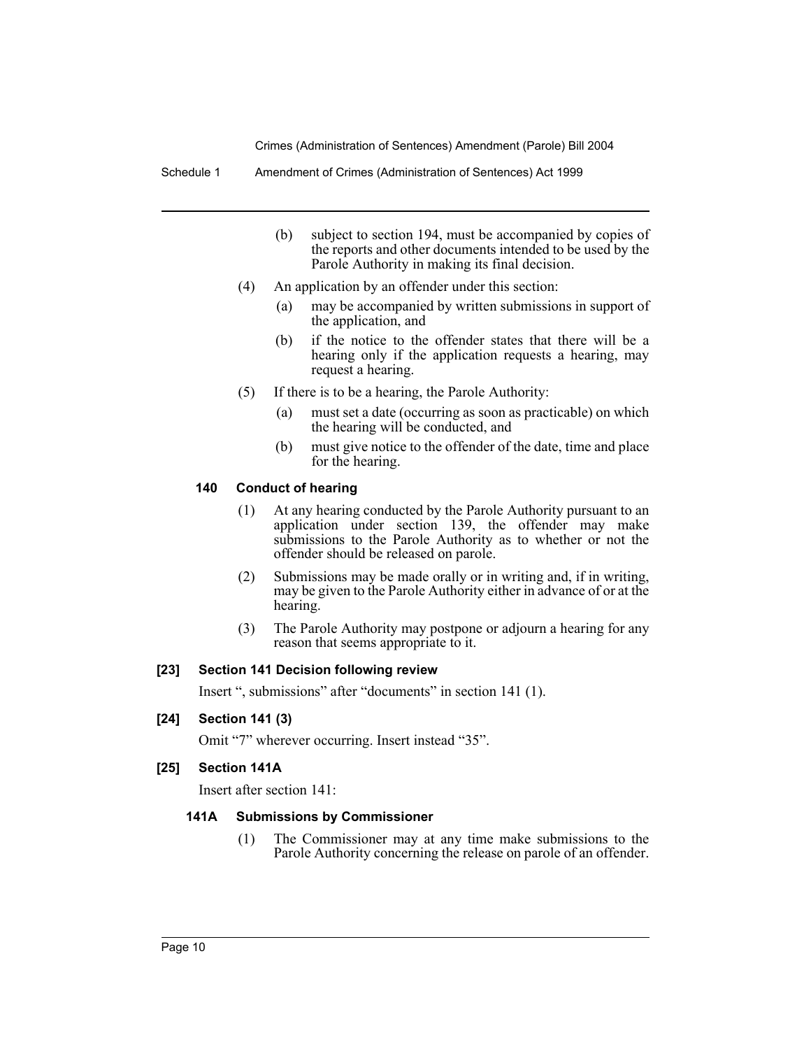(b) subject to section 194, must be accompanied by copies of the reports and other documents intended to be used by the Parole Authority in making its final decision.

(4) An application by an offender under this section:

(a) may be accompanied by written submissions in support of the application, and

(b) if the notice to the offender states that there will be a hearing only if the application requests a hearing, may request a hearing.

(5) If there is to be a hearing, the Parole Authority:

(a) must set a date (occurring as soon as practicable) on which the hearing will be conducted, and

(b) must give notice to the offender of the date, time and place for the hearing.

#### 140 Conduct of hearing

(1) At any hearing conducted by the Parole Authority pursuant to an application under section 139, the offender may make submissions to the Parole Authority as to whether or not the offender should be released on parole.

(2) Submissions may be made orally or in writing and, if in writing, may be given to the Parole Authority either in advance of or at the hearing.

(3) The Parole Authority may postpone or adjourn a hearing for any reason that seems appropriate to it.

### [23] Section 141 Decision following review

Insert ", submissions" after "documents" in section 141 (1).

### [24] Section 141 (3)

Omit "7" wherever occurring. Insert instead "35".

### [25] Section 141A

Insert after section 141:

#### 141A Submissions by Commissioner

(1) The Commissioner may at any time make submissions to the Parole Authority concerning the release on parole of an offender.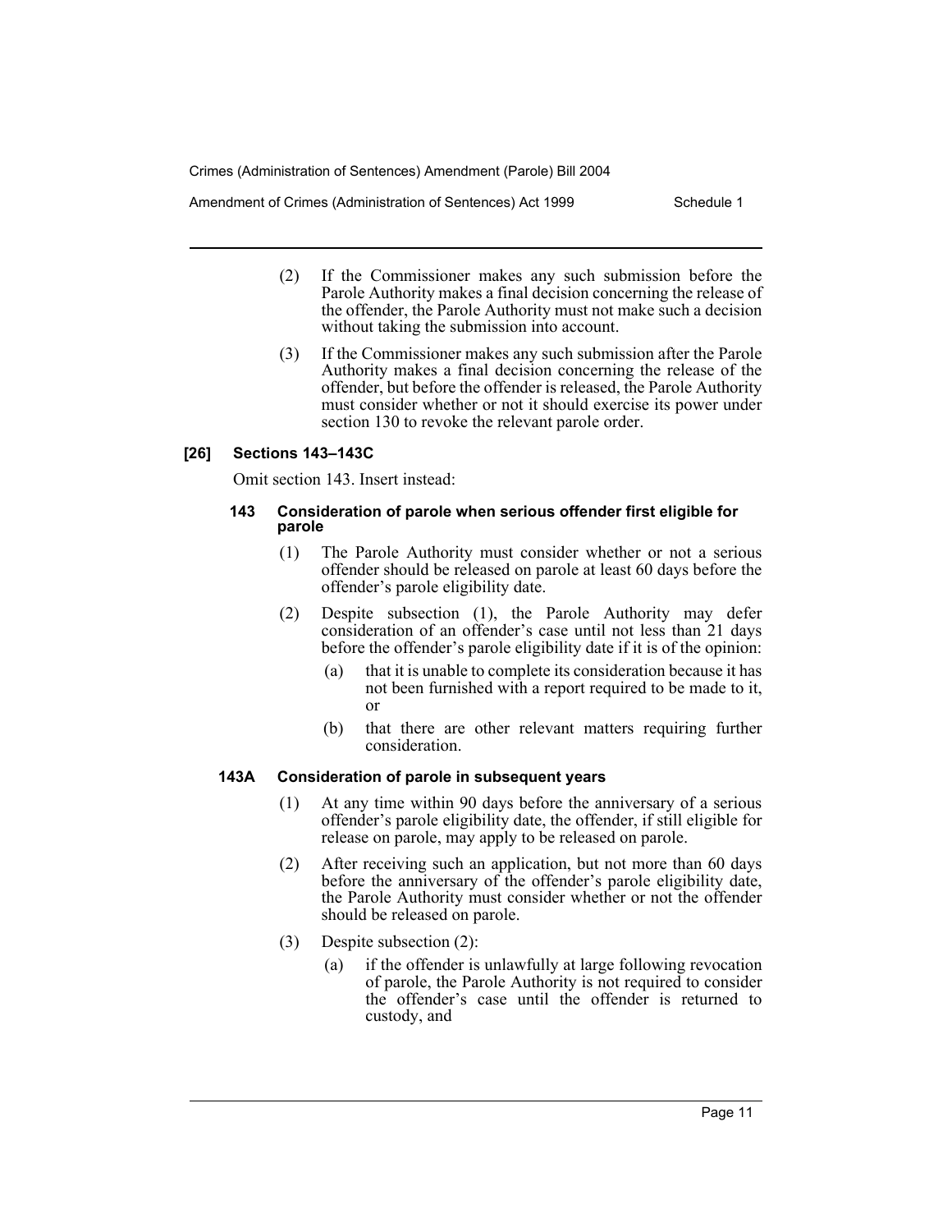(2) If the Commissioner makes any such submission before the Parole Authority makes a final decision concerning the release of the offender, the Parole Authority must not make such a decision without taking the submission into account.

(3) If the Commissioner makes any such submission after the Parole Authority makes a final decision concerning the release of the offender, but before the offender is released, the Parole Authority must consider whether or not it should exercise its power under section 130 to revoke the relevant parole order.

### [26] Sections 143–143C

Omit section 143. Insert instead:

#### 143 Consideration of parole when serious offender first eligible for parole

(1) The Parole Authority must consider whether or not a serious offender should be released on parole at least 60 days before the offender's parole eligibility date.

(2) Despite subsection (1), the Parole Authority may defer consideration of an offender's case until not less than 21 days before the offender's parole eligibility date if it is of the opinion:

- (a) that it is unable to complete its consideration because it has not been furnished with a report required to be made to it, or
- (b) that there are other relevant matters requiring further consideration.

#### 143A Consideration of parole in subsequent years

(1) At any time within 90 days before the anniversary of a serious offender's parole eligibility date, the offender, if still eligible for release on parole, may apply to be released on parole.

(2) After receiving such an application, but not more than 60 days before the anniversary of the offender's parole eligibility date, the Parole Authority must consider whether or not the offender should be released on parole.

(3) Despite subsection (2):

- (a) if the offender is unlawfully at large following revocation of parole, the Parole Authority is not required to consider the offender's case until the offender is returned to custody, and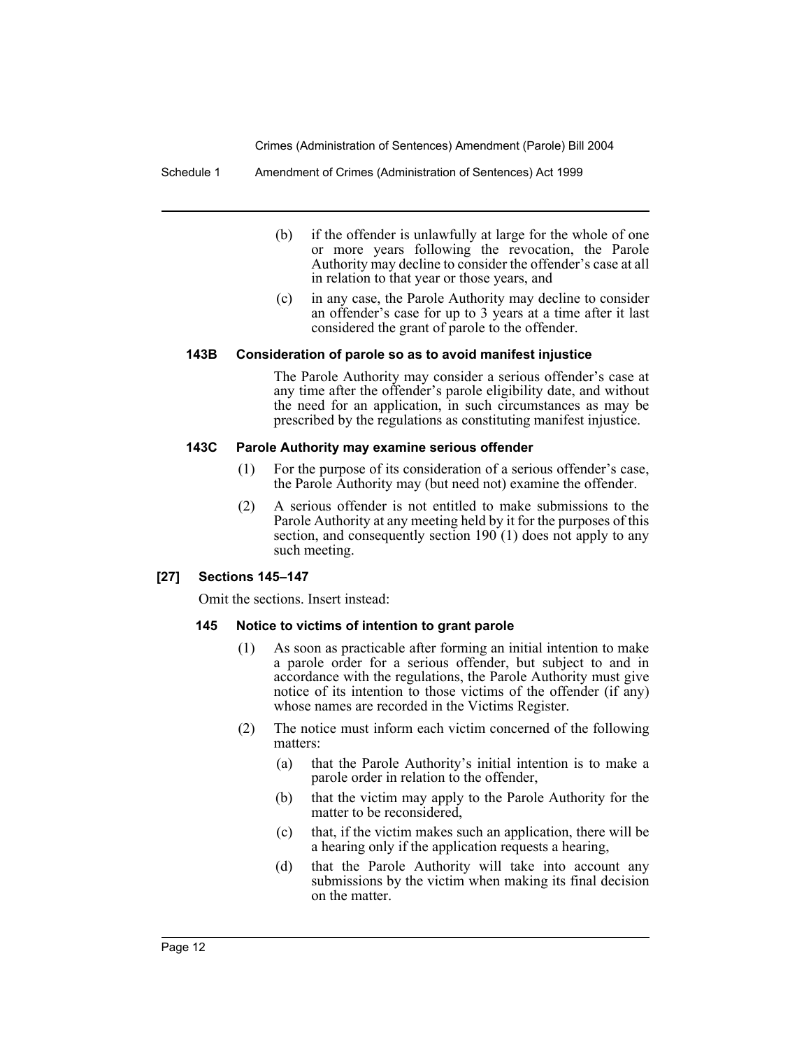(b) if the offender is unlawfully at large for the whole of one or more years following the revocation, the Parole Authority may decline to consider the offender's case at all in relation to that year or those years, and

(c) in any case, the Parole Authority may decline to consider an offender's case for up to 3 years at a time after it last considered the grant of parole to the offender.

#### 143B Consideration of parole so as to avoid manifest injustice

The Parole Authority may consider a serious offender's case at any time after the offender's parole eligibility date, and without the need for an application, in such circumstances as may be prescribed by the regulations as constituting manifest injustice.

#### 143C Parole Authority may examine serious offender

(1) For the purpose of its consideration of a serious offender's case, the Parole Authority may (but need not) examine the offender.

(2) A serious offender is not entitled to make submissions to the Parole Authority at any meeting held by it for the purposes of this section, and consequently section 190 (1) does not apply to any such meeting.

### [27] Sections 145–147

Omit the sections. Insert instead:

#### 145 Notice to victims of intention to grant parole

(1) As soon as practicable after forming an initial intention to make a parole order for a serious offender, but subject to and in accordance with the regulations, the Parole Authority must give notice of its intention to those victims of the offender (if any) whose names are recorded in the Victims Register.

(2) The notice must inform each victim concerned of the following matters:

(a) that the Parole Authority's initial intention is to make a parole order in relation to the offender,

(b) that the victim may apply to the Parole Authority for the matter to be reconsidered,

(c) that, if the victim makes such an application, there will be a hearing only if the application requests a hearing,

(d) that the Parole Authority will take into account any submissions by the victim when making its final decision on the matter.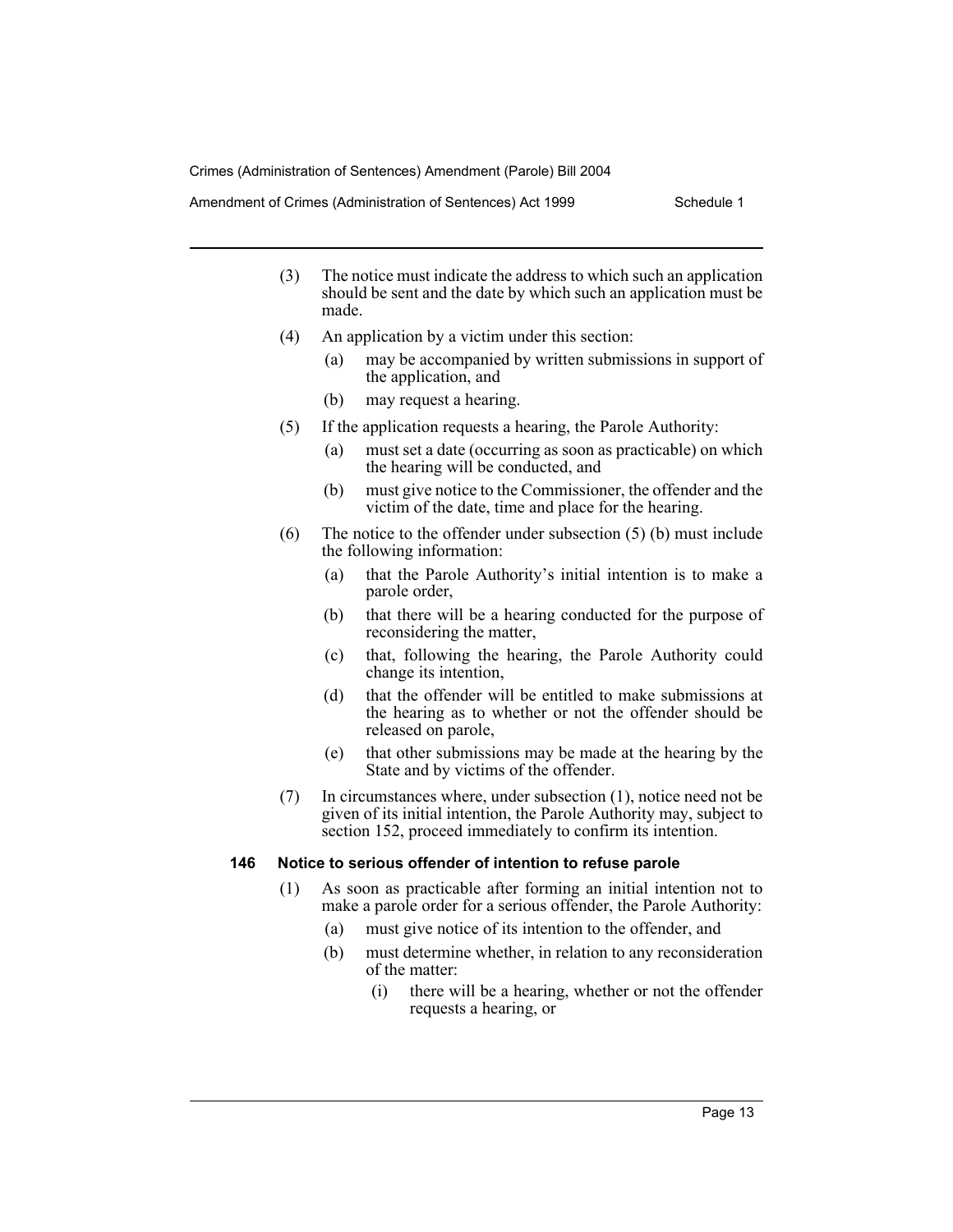(3) The notice must indicate the address to which such an application should be sent and the date by which such an application must be made.

(4) An application by a victim under this section:

(a) may be accompanied by written submissions in support of the application, and

(b) may request a hearing.

(5) If the application requests a hearing, the Parole Authority:

(a) must set a date (occurring as soon as practicable) on which the hearing will be conducted, and

(b) must give notice to the Commissioner, the offender and the victim of the date, time and place for the hearing.

(6) The notice to the offender under subsection (5) (b) must include the following information:

(a) that the Parole Authority's initial intention is to make a parole order,

(b) that there will be a hearing conducted for the purpose of reconsidering the matter,

(c) that, following the hearing, the Parole Authority could change its intention,

(d) that the offender will be entitled to make submissions at the hearing as to whether or not the offender should be released on parole,

(e) that other submissions may be made at the hearing by the State and by victims of the offender.

(7) In circumstances where, under subsection (1), notice need not be given of its initial intention, the Parole Authority may, subject to section 152, proceed immediately to confirm its intention.

**146 Notice to serious offender of intention to refuse parole**

(1) As soon as practicable after forming an initial intention not to make a parole order for a serious offender, the Parole Authority:

(a) must give notice of its intention to the offender, and

(b) must determine whether, in relation to any reconsideration of the matter:

(i) there will be a hearing, whether or not the offender requests a hearing, or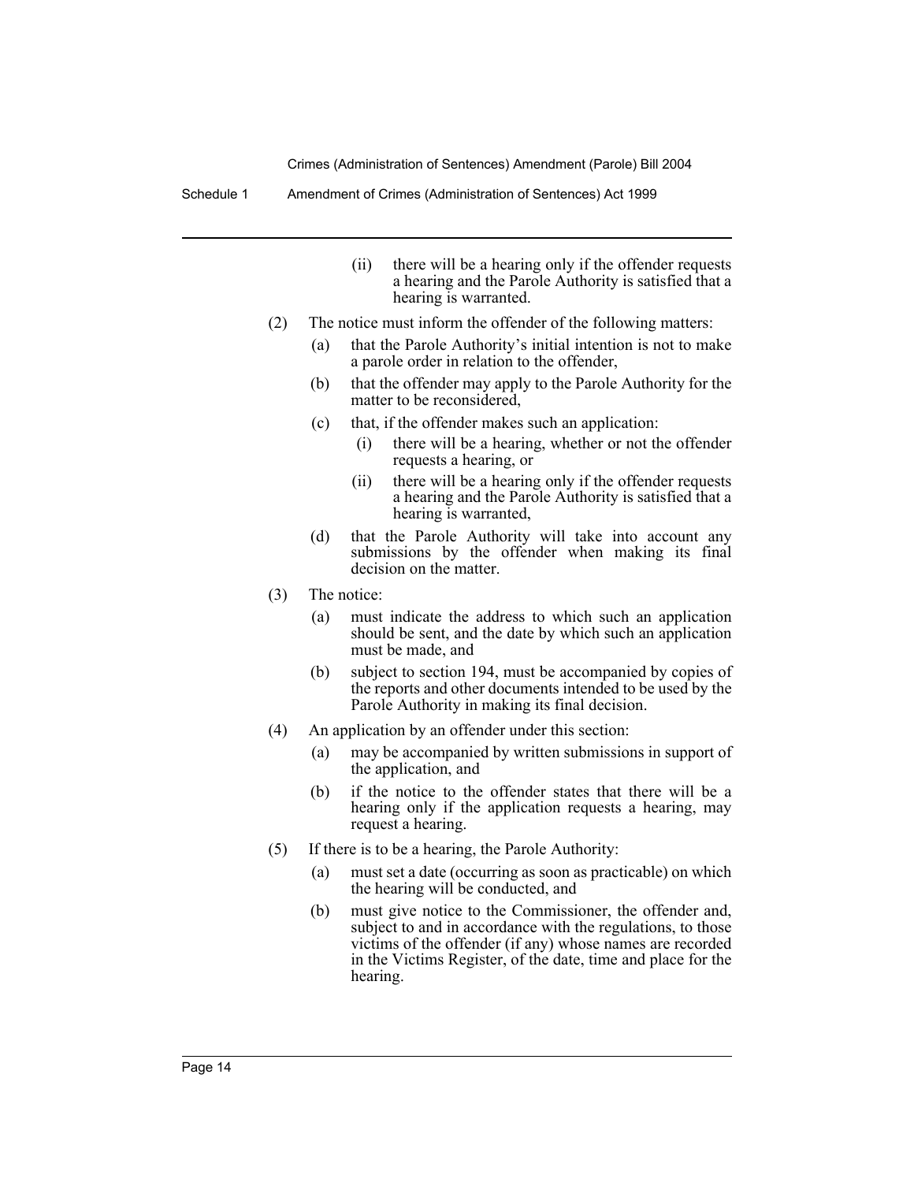(ii) there will be a hearing only if the offender requests a hearing and the Parole Authority is satisfied that a hearing is warranted.

(2) The notice must inform the offender of the following matters:

(a) that the Parole Authority's initial intention is not to make a parole order in relation to the offender,

(b) that the offender may apply to the Parole Authority for the matter to be reconsidered,

(c) that, if the offender makes such an application:

(i) there will be a hearing, whether or not the offender requests a hearing, or

(ii) there will be a hearing only if the offender requests a hearing and the Parole Authority is satisfied that a hearing is warranted,

(d) that the Parole Authority will take into account any submissions by the offender when making its final decision on the matter.

(3) The notice:

(a) must indicate the address to which such an application should be sent, and the date by which such an application must be made, and

(b) subject to section 194, must be accompanied by copies of the reports and other documents intended to be used by the Parole Authority in making its final decision.

(4) An application by an offender under this section:

(a) may be accompanied by written submissions in support of the application, and

(b) if the notice to the offender states that there will be a hearing only if the application requests a hearing, may request a hearing.

(5) If there is to be a hearing, the Parole Authority:

(a) must set a date (occurring as soon as practicable) on which the hearing will be conducted, and

(b) must give notice to the Commissioner, the offender and, subject to and in accordance with the regulations, to those victims of the offender (if any) whose names are recorded in the Victims Register, of the date, time and place for the hearing.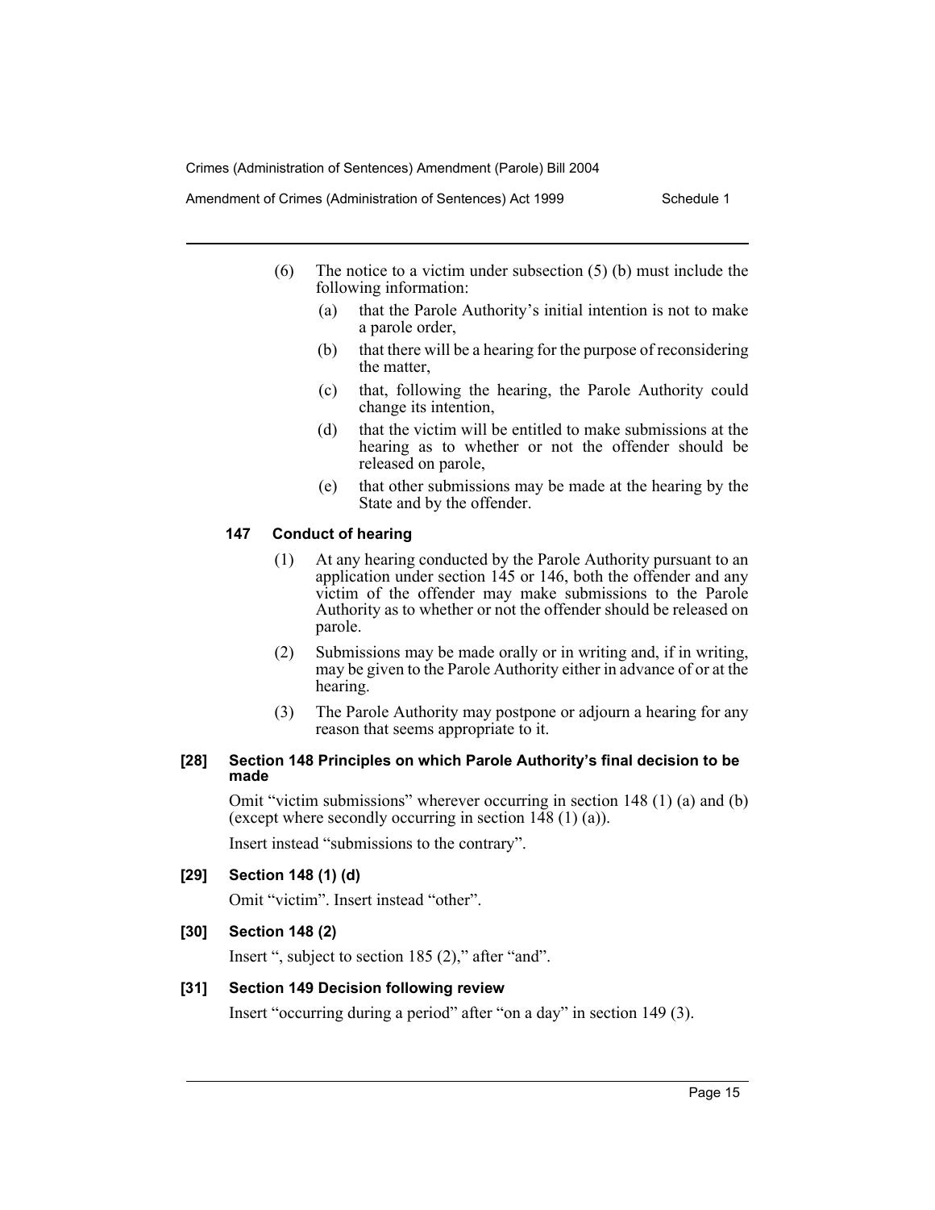(6) The notice to a victim under subsection (5) (b) must include the following information:

(a) that the Parole Authority's initial intention is not to make a parole order,

(b) that there will be a hearing for the purpose of reconsidering the matter,

(c) that, following the hearing, the Parole Authority could change its intention,

(d) that the victim will be entitled to make submissions at the hearing as to whether or not the offender should be released on parole,

(e) that other submissions may be made at the hearing by the State and by the offender.

#### 147 Conduct of hearing

(1) At any hearing conducted by the Parole Authority pursuant to an application under section 145 or 146, both the offender and any victim of the offender may make submissions to the Parole Authority as to whether or not the offender should be released on parole.

(2) Submissions may be made orally or in writing and, if in writing, may be given to the Parole Authority either in advance of or at the hearing.

(3) The Parole Authority may postpone or adjourn a hearing for any reason that seems appropriate to it.

#### [28] Section 148 Principles on which Parole Authority's final decision to be made

Omit "victim submissions" wherever occurring in section 148 (1) (a) and (b) (except where secondly occurring in section 148 (1) (a)).

Insert instead "submissions to the contrary".

#### [29] Section 148 (1) (d)

Omit "victim". Insert instead "other".

#### [30] Section 148 (2)

Insert ", subject to section 185 (2)," after "and".

#### [31] Section 149 Decision following review

Insert "occurring during a period" after "on a day" in section 149 (3).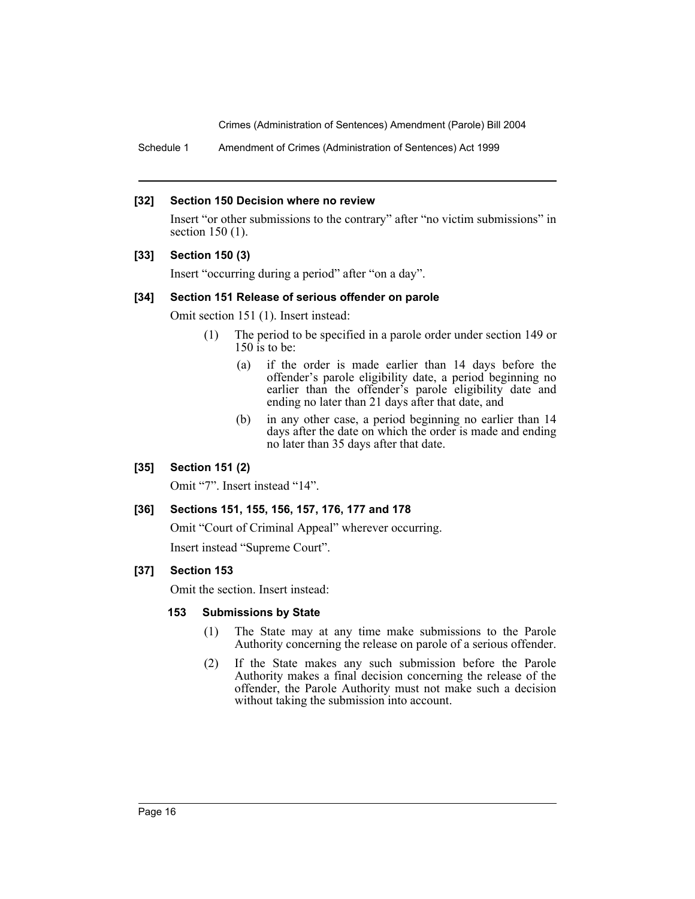**[32] Section 150 Decision where no review**

Insert "or other submissions to the contrary" after "no victim submissions" in section 150 (1).

**[33] Section 150 (3)**

Insert "occurring during a period" after "on a day".

**[34] Section 151 Release of serious offender on parole**

Omit section 151 (1). Insert instead:

(1) The period to be specified in a parole order under section 149 or 150 is to be:

(a) if the order is made earlier than 14 days before the offender's parole eligibility date, a period beginning no earlier than the offender's parole eligibility date and ending no later than 21 days after that date, and

(b) in any other case, a period beginning no earlier than 14 days after the date on which the order is made and ending no later than 35 days after that date.

**[35] Section 151 (2)**

Omit "7". Insert instead "14".

**[36] Sections 151, 155, 156, 157, 176, 177 and 178**

Omit "Court of Criminal Appeal" wherever occurring.

Insert instead "Supreme Court".

**[37] Section 153**

Omit the section. Insert instead:

**153 Submissions by State**

(1) The State may at any time make submissions to the Parole Authority concerning the release on parole of a serious offender.

(2) If the State makes any such submission before the Parole Authority makes a final decision concerning the release of the offender, the Parole Authority must not make such a decision without taking the submission into account.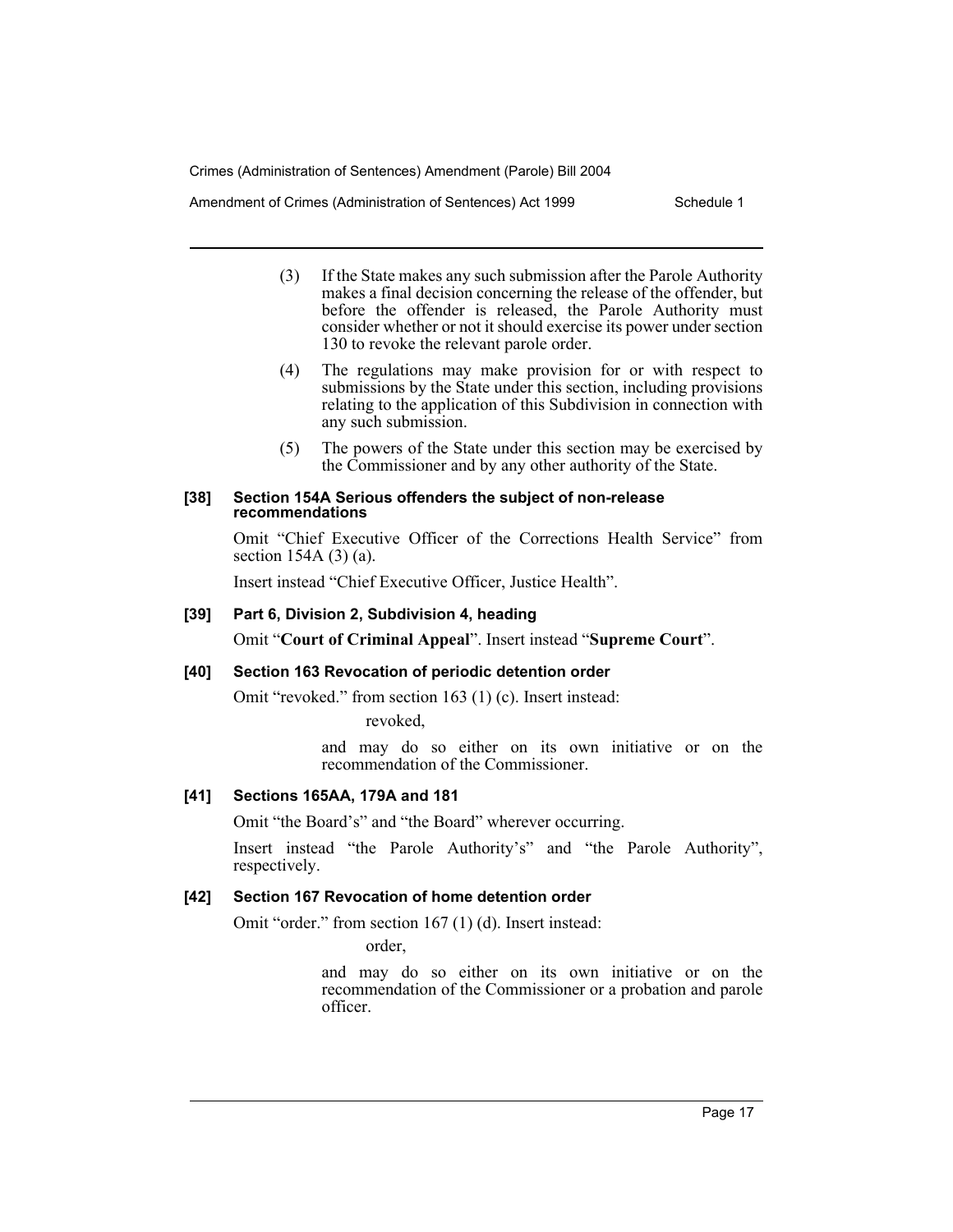(3) If the State makes any such submission after the Parole Authority makes a final decision concerning the release of the offender, but before the offender is released, the Parole Authority must consider whether or not it should exercise its power under section 130 to revoke the relevant parole order.

(4) The regulations may make provision for or with respect to submissions by the State under this section, including provisions relating to the application of this Subdivision in connection with any such submission.

(5) The powers of the State under this section may be exercised by the Commissioner and by any other authority of the State.

#### [38] Section 154A Serious offenders the subject of non-release recommendations

Omit "Chief Executive Officer of the Corrections Health Service" from section 154A (3) (a).

Insert instead "Chief Executive Officer, Justice Health".

#### [39] Part 6, Division 2, Subdivision 4, heading

Omit "**Court of Criminal Appeal**". Insert instead "**Supreme Court**".

#### [40] Section 163 Revocation of periodic detention order

Omit "revoked." from section 163 (1) (c). Insert instead:

revoked,

and may do so either on its own initiative or on the recommendation of the Commissioner.

#### [41] Sections 165AA, 179A and 181

Omit "the Board's" and "the Board" wherever occurring.

Insert instead "the Parole Authority's" and "the Parole Authority", respectively.

#### [42] Section 167 Revocation of home detention order

Omit "order." from section 167 (1) (d). Insert instead:

order,

and may do so either on its own initiative or on the recommendation of the Commissioner or a probation and parole officer.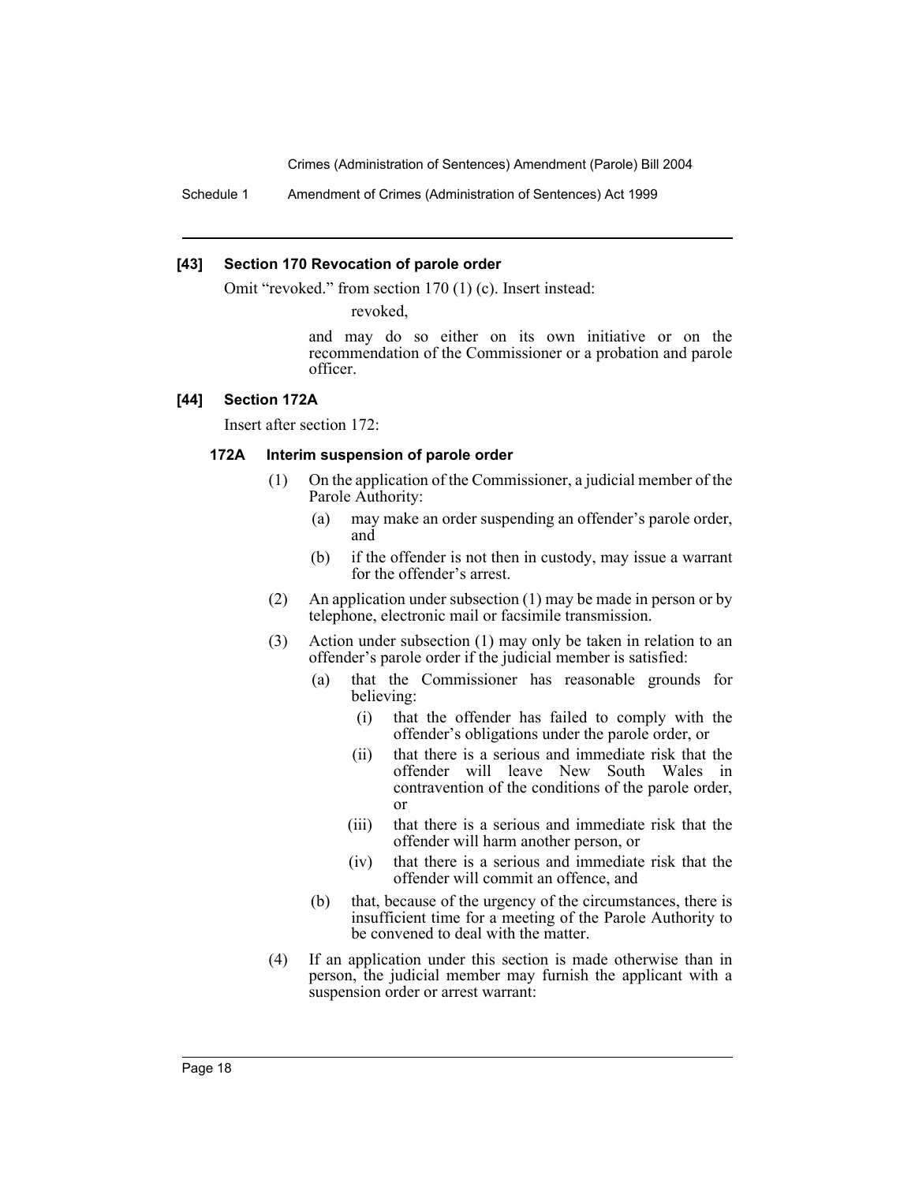### [43] Section 170 Revocation of parole order

Omit "revoked." from section 170 (1) (c). Insert instead:

revoked,

and may do so either on its own initiative or on the recommendation of the Commissioner or a probation and parole officer.

### [44] Section 172A

Insert after section 172:

#### 172A Interim suspension of parole order

(1) On the application of the Commissioner, a judicial member of the Parole Authority:

- (a) may make an order suspending an offender's parole order, and
- (b) if the offender is not then in custody, may issue a warrant for the offender's arrest.

(2) An application under subsection (1) may be made in person or by telephone, electronic mail or facsimile transmission.

(3) Action under subsection (1) may only be taken in relation to an offender's parole order if the judicial member is satisfied:

- (a) that the Commissioner has reasonable grounds for believing:
  - (i) that the offender has failed to comply with the offender's obligations under the parole order, or
  - (ii) that there is a serious and immediate risk that the offender will leave New South Wales in contravention of the conditions of the parole order, or
  - (iii) that there is a serious and immediate risk that the offender will harm another person, or
  - (iv) that there is a serious and immediate risk that the offender will commit an offence, and
- (b) that, because of the urgency of the circumstances, there is insufficient time for a meeting of the Parole Authority to be convened to deal with the matter.

(4) If an application under this section is made otherwise than in person, the judicial member may furnish the applicant with a suspension order or arrest warrant: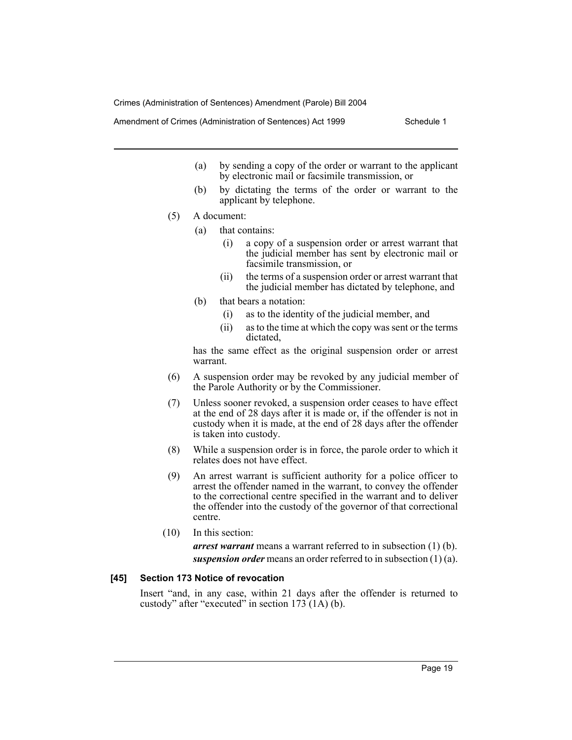(a) by sending a copy of the order or warrant to the applicant by electronic mail or facsimile transmission, or

(b) by dictating the terms of the order or warrant to the applicant by telephone.

(5) A document:

(a) that contains:

(i) a copy of a suspension order or arrest warrant that the judicial member has sent by electronic mail or facsimile transmission, or

(ii) the terms of a suspension order or arrest warrant that the judicial member has dictated by telephone, and

(b) that bears a notation:

(i) as to the identity of the judicial member, and

(ii) as to the time at which the copy was sent or the terms dictated,

has the same effect as the original suspension order or arrest warrant.

(6) A suspension order may be revoked by any judicial member of the Parole Authority or by the Commissioner.

(7) Unless sooner revoked, a suspension order ceases to have effect at the end of 28 days after it is made or, if the offender is not in custody when it is made, at the end of 28 days after the offender is taken into custody.

(8) While a suspension order is in force, the parole order to which it relates does not have effect.

(9) An arrest warrant is sufficient authority for a police officer to arrest the offender named in the warrant, to convey the offender to the correctional centre specified in the warrant and to deliver the offender into the custody of the governor of that correctional centre.

(10) In this section:

***arrest warrant*** means a warrant referred to in subsection (1) (b).

***suspension order*** means an order referred to in subsection (1) (a).

**[45] Section 173 Notice of revocation**

Insert "and, in any case, within 21 days after the offender is returned to custody" after "executed" in section 173 (1A) (b).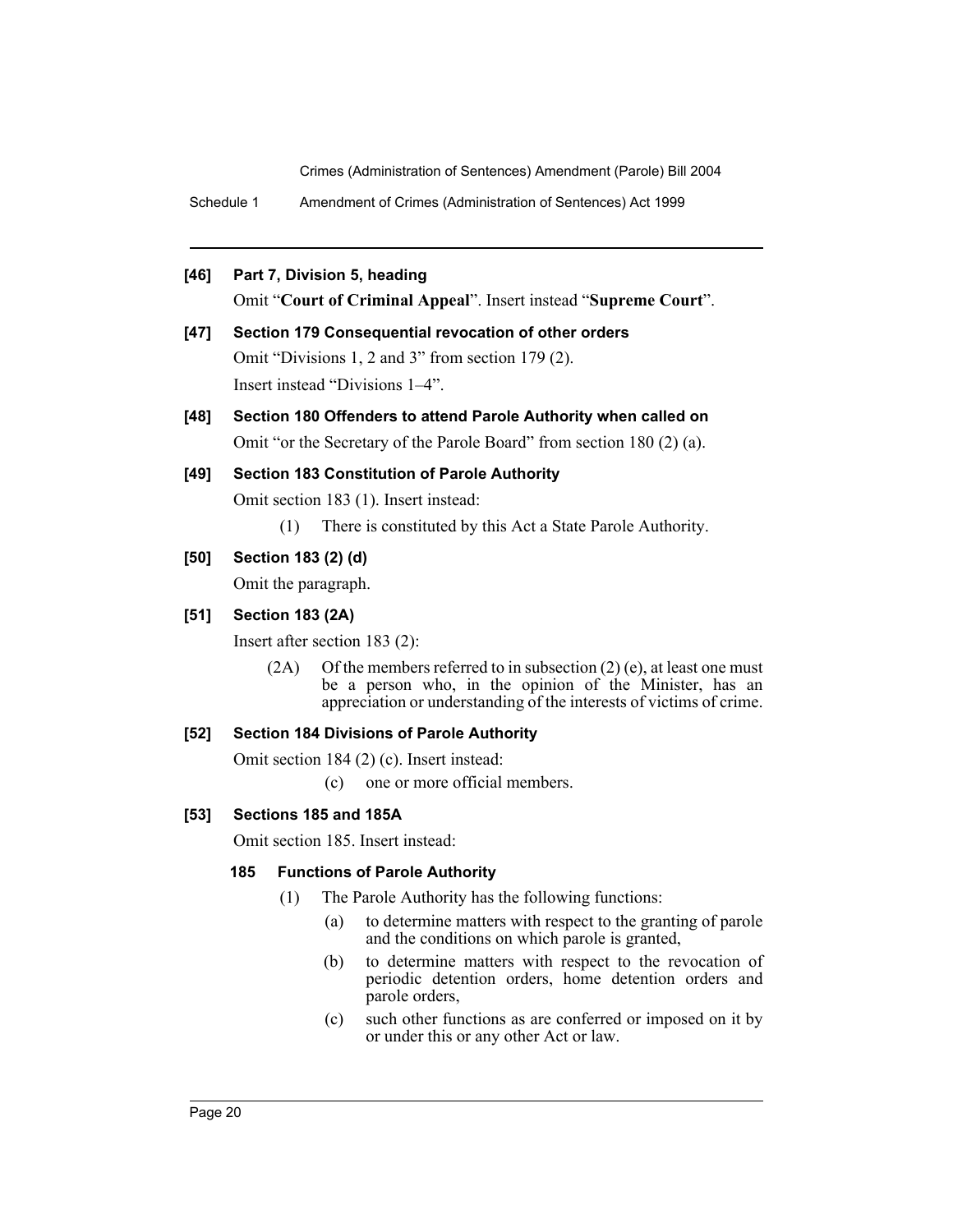### [46] Part 7, Division 5, heading

Omit "**Court of Criminal Appeal**". Insert instead "**Supreme Court**".

### [47] Section 179 Consequential revocation of other orders

Omit "Divisions 1, 2 and 3" from section 179 (2).

Insert instead "Divisions 1–4".

### [48] Section 180 Offenders to attend Parole Authority when called on

Omit "or the Secretary of the Parole Board" from section 180 (2) (a).

### [49] Section 183 Constitution of Parole Authority

Omit section 183 (1). Insert instead:

(1) There is constituted by this Act a State Parole Authority.

### [50] Section 183 (2) (d)

Omit the paragraph.

### [51] Section 183 (2A)

Insert after section 183 (2):

(2A) Of the members referred to in subsection (2) (e), at least one must be a person who, in the opinion of the Minister, has an appreciation or understanding of the interests of victims of crime.

### [52] Section 184 Divisions of Parole Authority

Omit section 184 (2) (c). Insert instead:

(c) one or more official members.

### [53] Sections 185 and 185A

Omit section 185. Insert instead:

**185 Functions of Parole Authority**

(1) The Parole Authority has the following functions:

(a) to determine matters with respect to the granting of parole and the conditions on which parole is granted,

(b) to determine matters with respect to the revocation of periodic detention orders, home detention orders and parole orders,

(c) such other functions as are conferred or imposed on it by or under this or any other Act or law.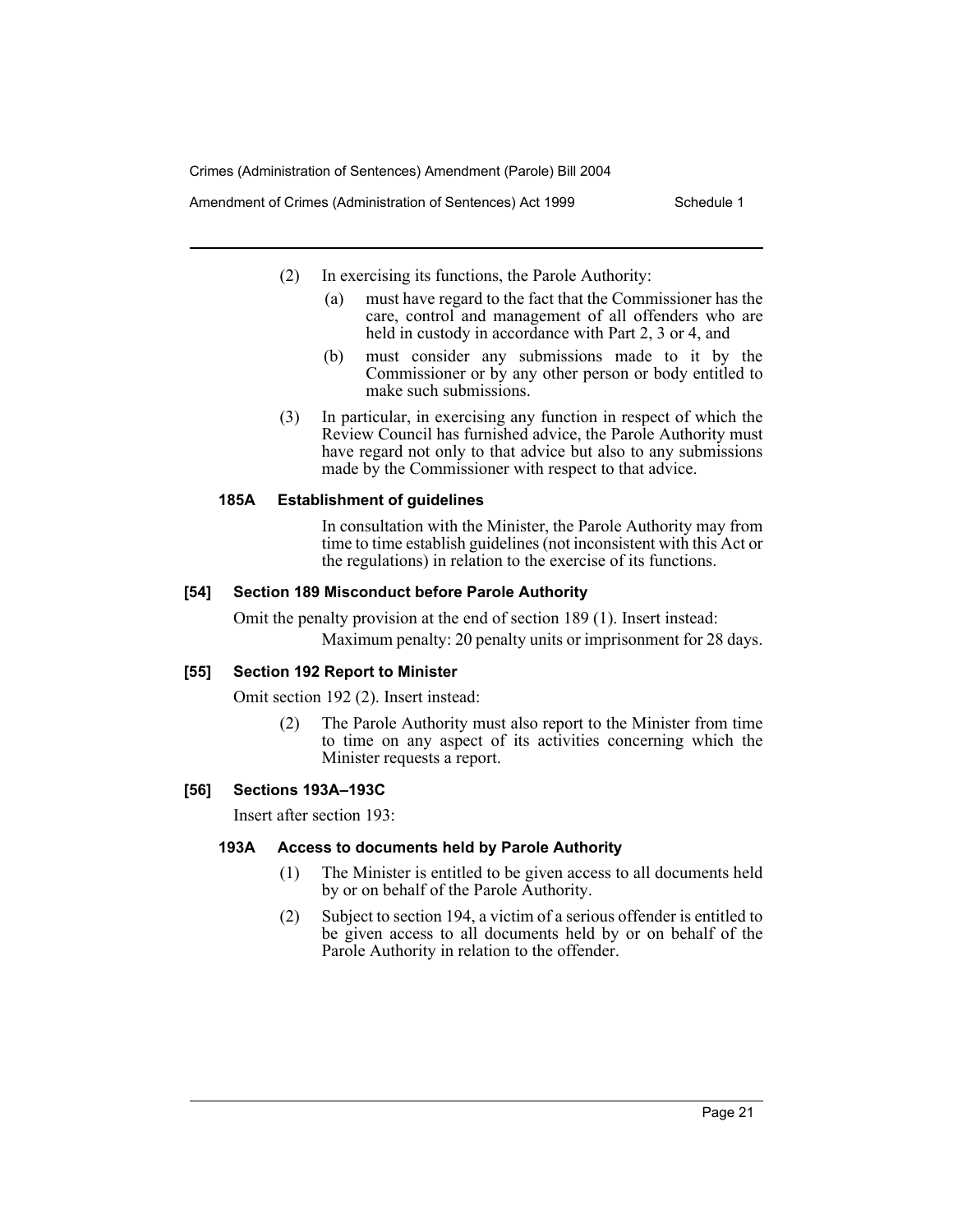(2) In exercising its functions, the Parole Authority:

(a) must have regard to the fact that the Commissioner has the care, control and management of all offenders who are held in custody in accordance with Part 2, 3 or 4, and

(b) must consider any submissions made to it by the Commissioner or by any other person or body entitled to make such submissions.

(3) In particular, in exercising any function in respect of which the Review Council has furnished advice, the Parole Authority must have regard not only to that advice but also to any submissions made by the Commissioner with respect to that advice.

#### 185A Establishment of guidelines

In consultation with the Minister, the Parole Authority may from time to time establish guidelines (not inconsistent with this Act or the regulations) in relation to the exercise of its functions.

### [54] Section 189 Misconduct before Parole Authority

Omit the penalty provision at the end of section 189 (1). Insert instead:

Maximum penalty: 20 penalty units or imprisonment for 28 days.

### [55] Section 192 Report to Minister

Omit section 192 (2). Insert instead:

(2) The Parole Authority must also report to the Minister from time to time on any aspect of its activities concerning which the Minister requests a report.

### [56] Sections 193A–193C

Insert after section 193:

#### 193A Access to documents held by Parole Authority

(1) The Minister is entitled to be given access to all documents held by or on behalf of the Parole Authority.

(2) Subject to section 194, a victim of a serious offender is entitled to be given access to all documents held by or on behalf of the Parole Authority in relation to the offender.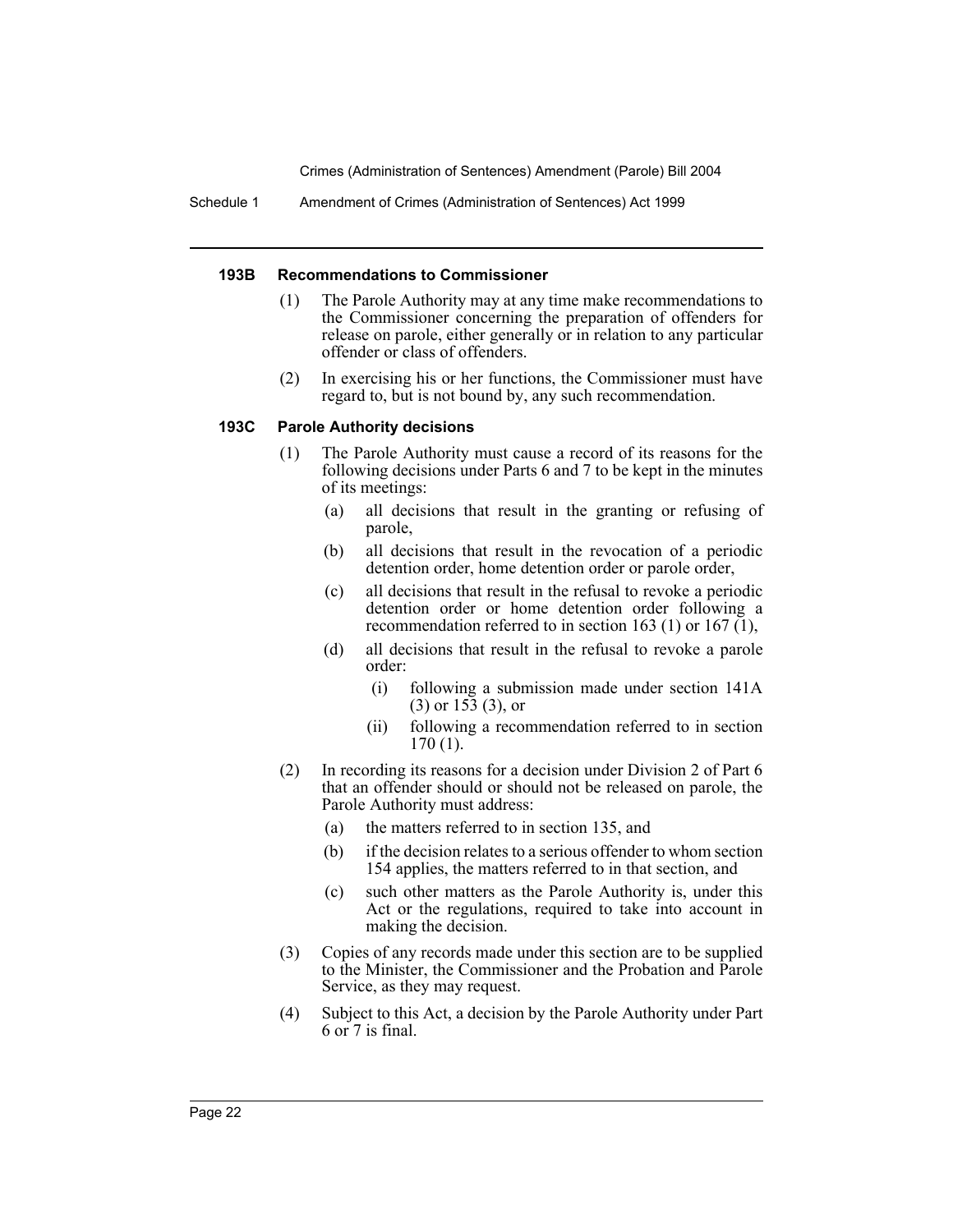#### 193B Recommendations to Commissioner

(1) The Parole Authority may at any time make recommendations to the Commissioner concerning the preparation of offenders for release on parole, either generally or in relation to any particular offender or class of offenders.

(2) In exercising his or her functions, the Commissioner must have regard to, but is not bound by, any such recommendation.

#### 193C Parole Authority decisions

(1) The Parole Authority must cause a record of its reasons for the following decisions under Parts 6 and 7 to be kept in the minutes of its meetings:

- (a) all decisions that result in the granting or refusing of parole,
- (b) all decisions that result in the revocation of a periodic detention order, home detention order or parole order,
- (c) all decisions that result in the refusal to revoke a periodic detention order or home detention order following a recommendation referred to in section 163 (1) or 167 (1),
- (d) all decisions that result in the refusal to revoke a parole order:
  - (i) following a submission made under section 141A (3) or 153 (3), or
  - (ii) following a recommendation referred to in section 170 (1).

(2) In recording its reasons for a decision under Division 2 of Part 6 that an offender should or should not be released on parole, the Parole Authority must address:

- (a) the matters referred to in section 135, and
- (b) if the decision relates to a serious offender to whom section 154 applies, the matters referred to in that section, and
- (c) such other matters as the Parole Authority is, under this Act or the regulations, required to take into account in making the decision.

(3) Copies of any records made under this section are to be supplied to the Minister, the Commissioner and the Probation and Parole Service, as they may request.

(4) Subject to this Act, a decision by the Parole Authority under Part 6 or 7 is final.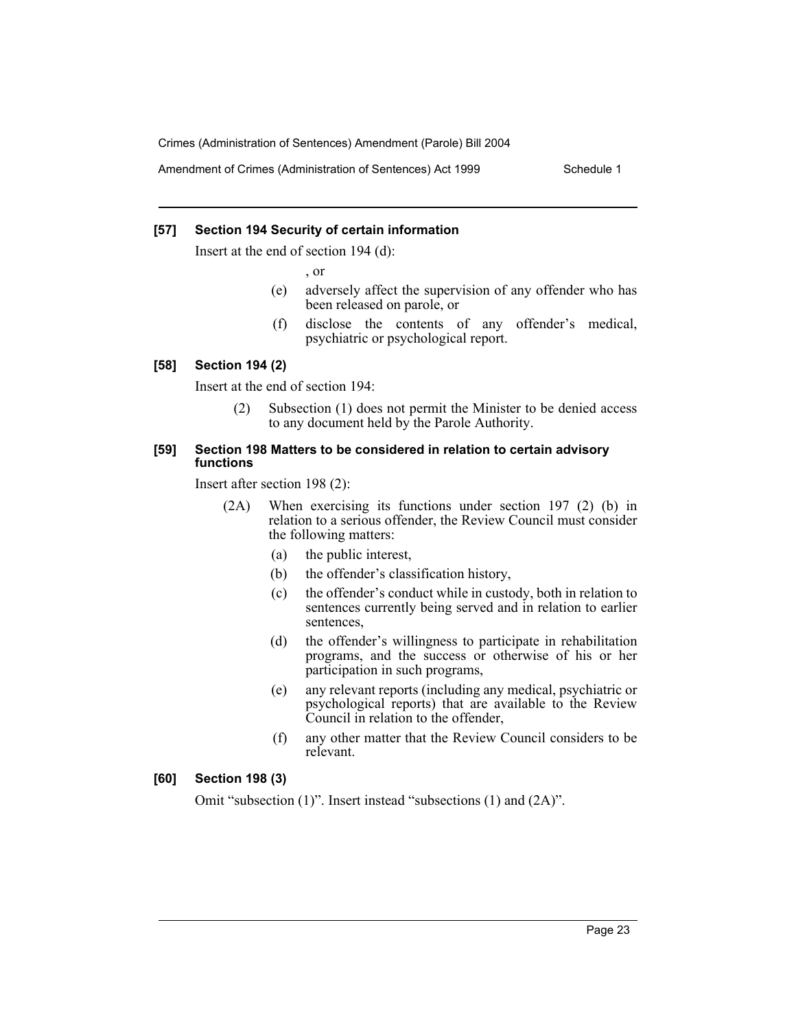### [57] Section 194 Security of certain information

Insert at the end of section 194 (d):

, or

(e) adversely affect the supervision of any offender who has been released on parole, or

(f) disclose the contents of any offender's medical, psychiatric or psychological report.

### [58] Section 194 (2)

Insert at the end of section 194:

(2) Subsection (1) does not permit the Minister to be denied access to any document held by the Parole Authority.

### [59] Section 198 Matters to be considered in relation to certain advisory functions

Insert after section 198 (2):

(2A) When exercising its functions under section 197 (2) (b) in relation to a serious offender, the Review Council must consider the following matters:

(a) the public interest,

(b) the offender's classification history,

(c) the offender's conduct while in custody, both in relation to sentences currently being served and in relation to earlier sentences,

(d) the offender's willingness to participate in rehabilitation programs, and the success or otherwise of his or her participation in such programs,

(e) any relevant reports (including any medical, psychiatric or psychological reports) that are available to the Review Council in relation to the offender,

(f) any other matter that the Review Council considers to be relevant.

### [60] Section 198 (3)

Omit "subsection (1)". Insert instead "subsections (1) and (2A)".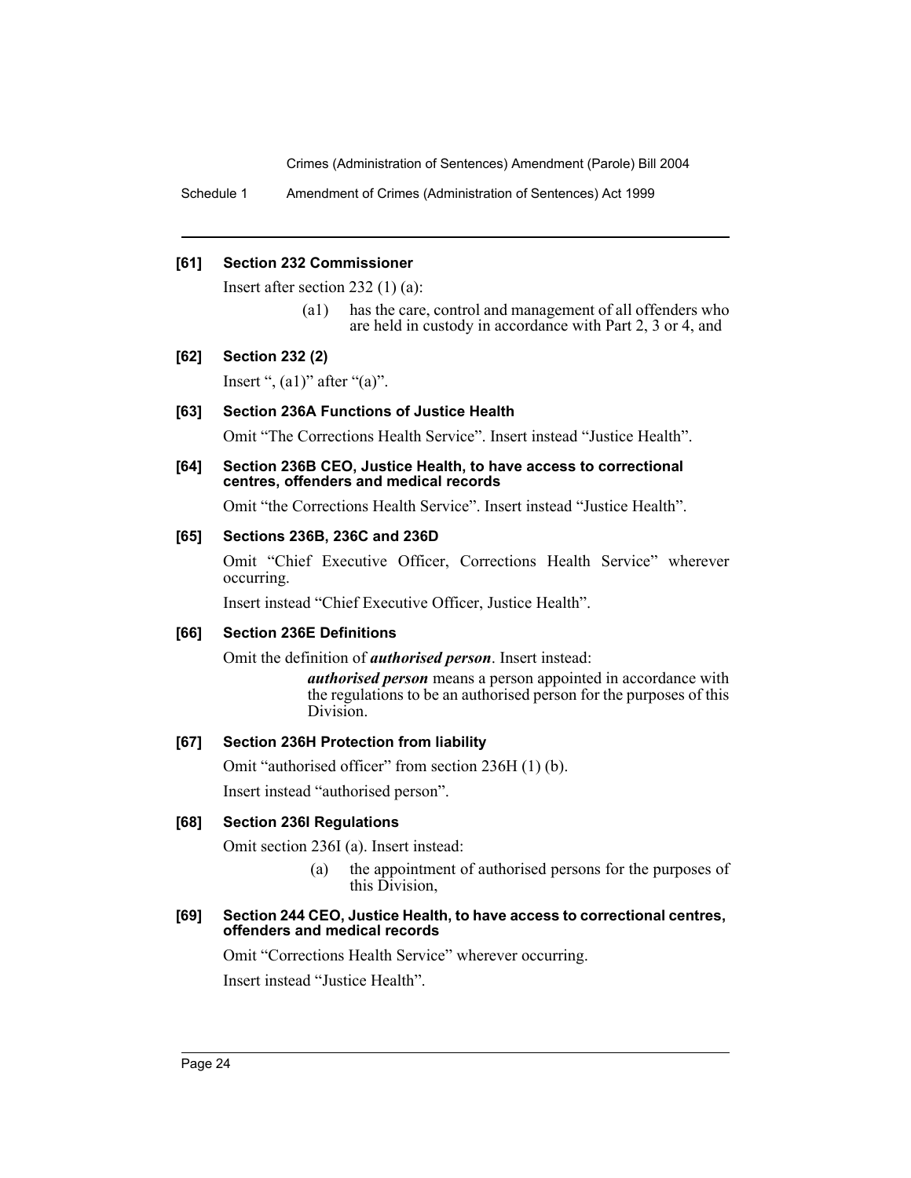#### [61] Section 232 Commissioner

Insert after section 232 (1) (a):

> (a1) has the care, control and management of all offenders who are held in custody in accordance with Part 2, 3 or 4, and

#### [62] Section 232 (2)

Insert ", (a1)" after "(a)".

#### [63] Section 236A Functions of Justice Health

Omit "The Corrections Health Service". Insert instead "Justice Health".

#### [64] Section 236B CEO, Justice Health, to have access to correctional centres, offenders and medical records

Omit "the Corrections Health Service". Insert instead "Justice Health".

#### [65] Sections 236B, 236C and 236D

Omit "Chief Executive Officer, Corrections Health Service" wherever occurring.

Insert instead "Chief Executive Officer, Justice Health".

#### [66] Section 236E Definitions

Omit the definition of ***authorised person***. Insert instead:

> ***authorised person*** means a person appointed in accordance with the regulations to be an authorised person for the purposes of this Division.

#### [67] Section 236H Protection from liability

Omit "authorised officer" from section 236H (1) (b).

Insert instead "authorised person".

#### [68] Section 236I Regulations

Omit section 236I (a). Insert instead:

> (a) the appointment of authorised persons for the purposes of this Division,

#### [69] Section 244 CEO, Justice Health, to have access to correctional centres, offenders and medical records

Omit "Corrections Health Service" wherever occurring.

Insert instead "Justice Health".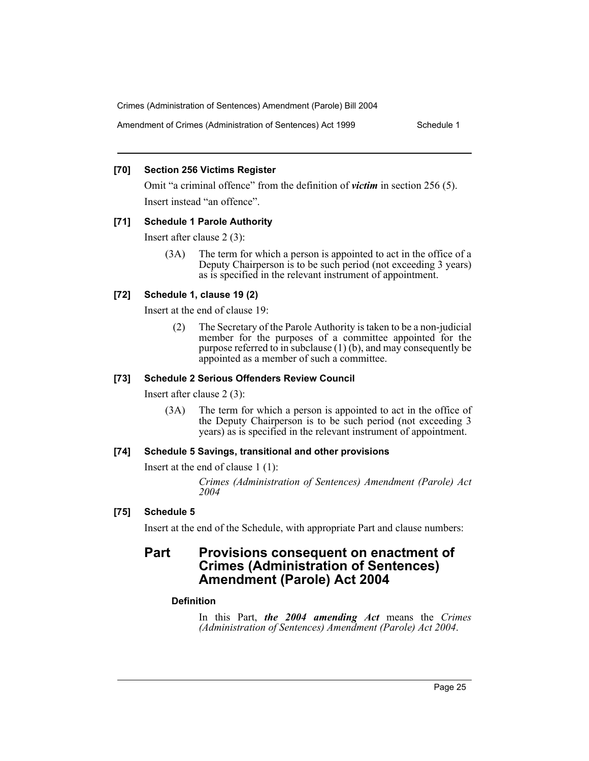### [70] Section 256 Victims Register

Omit "a criminal offence" from the definition of ***victim*** in section 256 (5).

Insert instead "an offence".

### [71] Schedule 1 Parole Authority

Insert after clause 2 (3):

> (3A) The term for which a person is appointed to act in the office of a Deputy Chairperson is to be such period (not exceeding 3 years) as is specified in the relevant instrument of appointment.

### [72] Schedule 1, clause 19 (2)

Insert at the end of clause 19:

> (2) The Secretary of the Parole Authority is taken to be a non-judicial member for the purposes of a committee appointed for the purpose referred to in subclause (1) (b), and may consequently be appointed as a member of such a committee.

### [73] Schedule 2 Serious Offenders Review Council

Insert after clause 2 (3):

> (3A) The term for which a person is appointed to act in the office of the Deputy Chairperson is to be such period (not exceeding 3 years) as is specified in the relevant instrument of appointment.

### [74] Schedule 5 Savings, transitional and other provisions

Insert at the end of clause 1 (1):

> *Crimes (Administration of Sentences) Amendment (Parole) Act 2004*

### [75] Schedule 5

Insert at the end of the Schedule, with appropriate Part and clause numbers:

## Part Provisions consequent on enactment of Crimes (Administration of Sentences) Amendment (Parole) Act 2004

**Definition**

In this Part, ***the 2004 amending Act*** means the *Crimes (Administration of Sentences) Amendment (Parole) Act 2004*.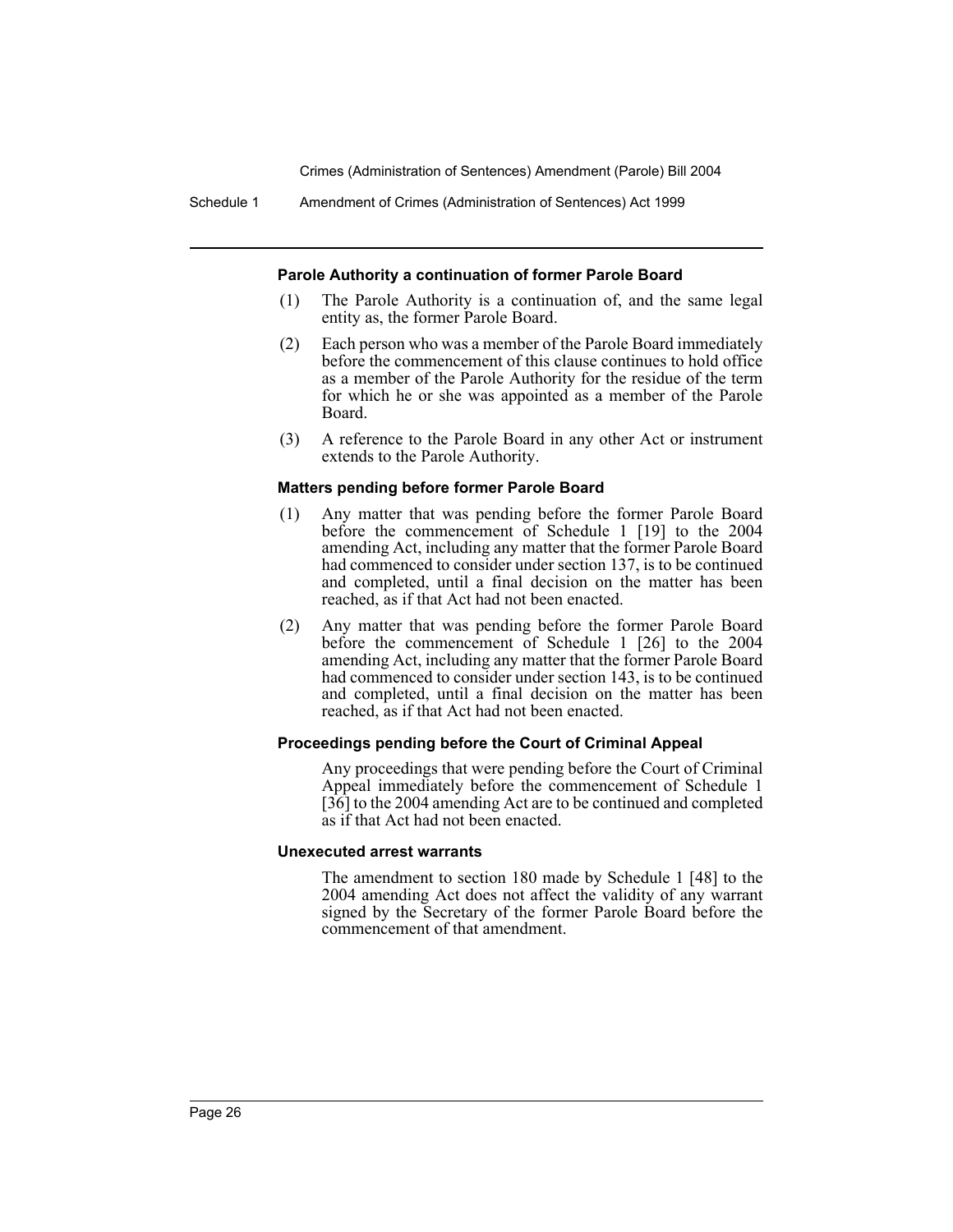#### Parole Authority a continuation of former Parole Board

(1) The Parole Authority is a continuation of, and the same legal entity as, the former Parole Board.

(2) Each person who was a member of the Parole Board immediately before the commencement of this clause continues to hold office as a member of the Parole Authority for the residue of the term for which he or she was appointed as a member of the Parole Board.

(3) A reference to the Parole Board in any other Act or instrument extends to the Parole Authority.

#### Matters pending before former Parole Board

(1) Any matter that was pending before the former Parole Board before the commencement of Schedule 1 [19] to the 2004 amending Act, including any matter that the former Parole Board had commenced to consider under section 137, is to be continued and completed, until a final decision on the matter has been reached, as if that Act had not been enacted.

(2) Any matter that was pending before the former Parole Board before the commencement of Schedule 1 [26] to the 2004 amending Act, including any matter that the former Parole Board had commenced to consider under section 143, is to be continued and completed, until a final decision on the matter has been reached, as if that Act had not been enacted.

#### Proceedings pending before the Court of Criminal Appeal

Any proceedings that were pending before the Court of Criminal Appeal immediately before the commencement of Schedule 1 [36] to the 2004 amending Act are to be continued and completed as if that Act had not been enacted.

#### Unexecuted arrest warrants

The amendment to section 180 made by Schedule 1 [48] to the 2004 amending Act does not affect the validity of any warrant signed by the Secretary of the former Parole Board before the commencement of that amendment.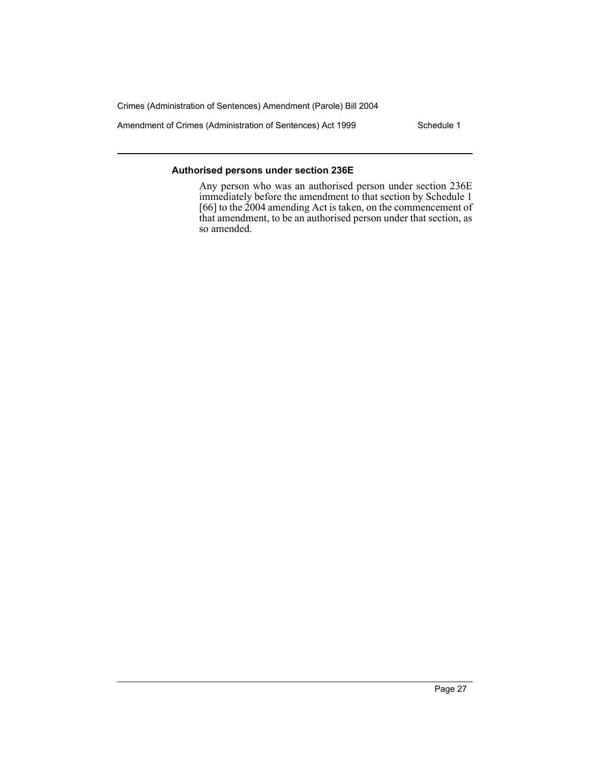### Authorised persons under section 236E

Any person who was an authorised person under section 236E immediately before the amendment to that section by Schedule 1 [66] to the 2004 amending Act is taken, on the commencement of that amendment, to be an authorised person under that section, as so amended.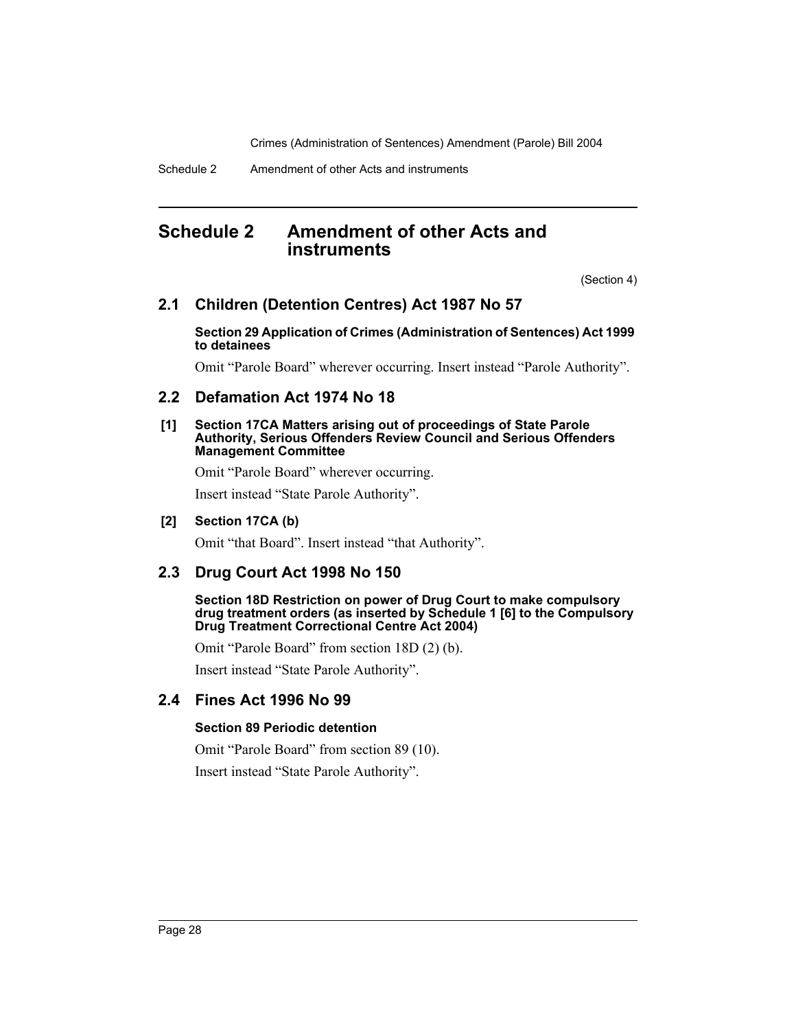# Schedule 2 Amendment of other Acts and instruments

(Section 4)

## 2.1 Children (Detention Centres) Act 1987 No 57

**Section 29 Application of Crimes (Administration of Sentences) Act 1999 to detainees**

Omit "Parole Board" wherever occurring. Insert instead "Parole Authority".

## 2.2 Defamation Act 1974 No 18

**[1] Section 17CA Matters arising out of proceedings of State Parole Authority, Serious Offenders Review Council and Serious Offenders Management Committee**

Omit "Parole Board" wherever occurring.

Insert instead "State Parole Authority".

**[2] Section 17CA (b)**

Omit "that Board". Insert instead "that Authority".

## 2.3 Drug Court Act 1998 No 150

**Section 18D Restriction on power of Drug Court to make compulsory drug treatment orders (as inserted by Schedule 1 [6] to the Compulsory Drug Treatment Correctional Centre Act 2004)**

Omit "Parole Board" from section 18D (2) (b).

Insert instead "State Parole Authority".

## 2.4 Fines Act 1996 No 99

**Section 89 Periodic detention**

Omit "Parole Board" from section 89 (10).

Insert instead "State Parole Authority".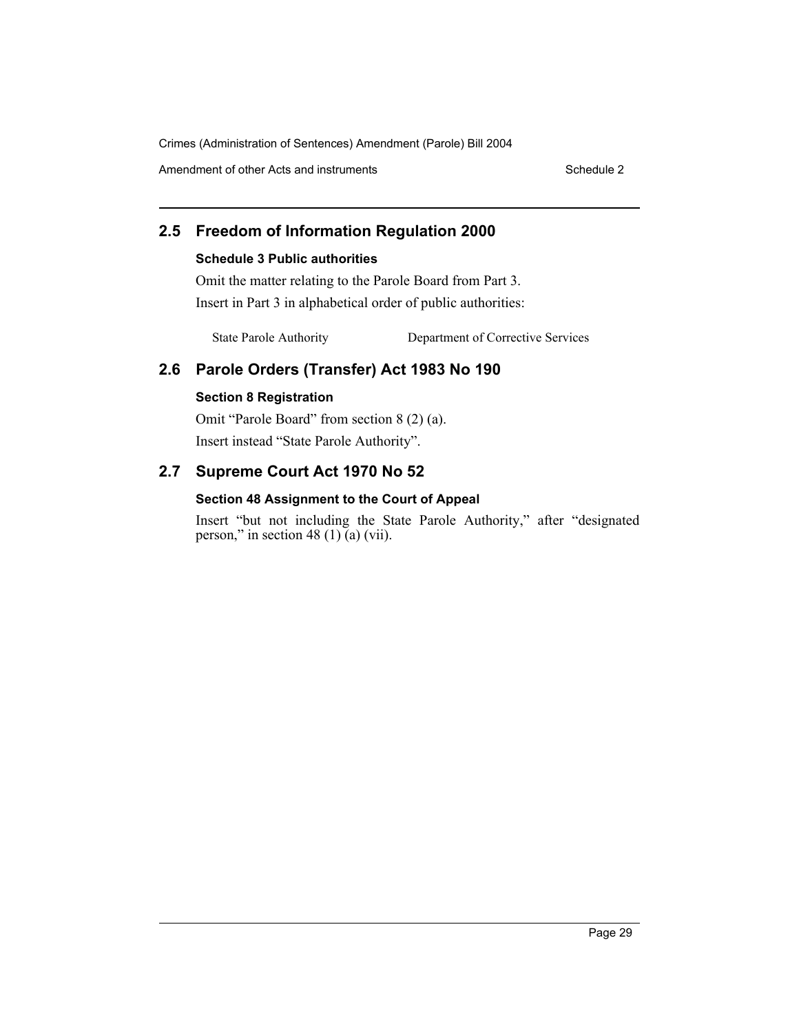## 2.5 Freedom of Information Regulation 2000

### Schedule 3 Public authorities

Omit the matter relating to the Parole Board from Part 3.

Insert in Part 3 in alphabetical order of public authorities:

| | |
|---|---|
| State Parole Authority | Department of Corrective Services |

## 2.6 Parole Orders (Transfer) Act 1983 No 190

### Section 8 Registration

Omit "Parole Board" from section 8 (2) (a).

Insert instead "State Parole Authority".

## 2.7 Supreme Court Act 1970 No 52

### Section 48 Assignment to the Court of Appeal

Insert "but not including the State Parole Authority," after "designated person," in section 48 (1) (a) (vii).